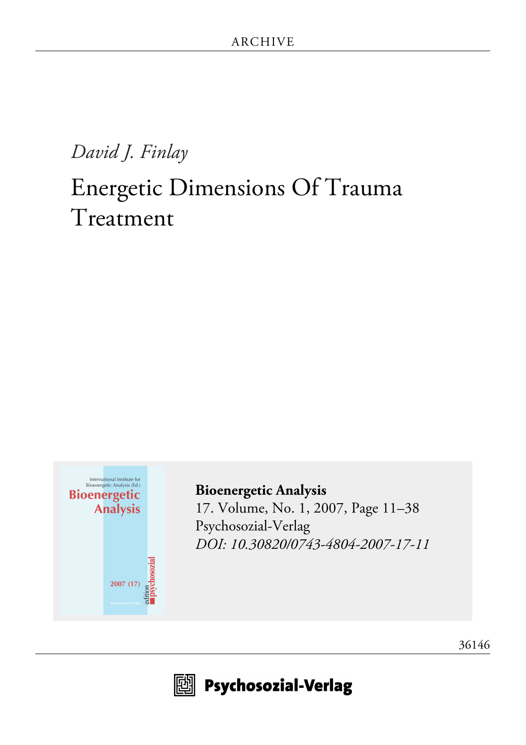ARCHIVE

*David J. Finlay*

# Energetic Dimensions Of Trauma Treatment

**Bioenergetic Analysis**
17. Volume, No. 1, 2007, Page 11–38
Psychosozial-Verlag
*DOI: 10.30820/0743-4804-2007-17-11*

36146

Psychosozial-Verlag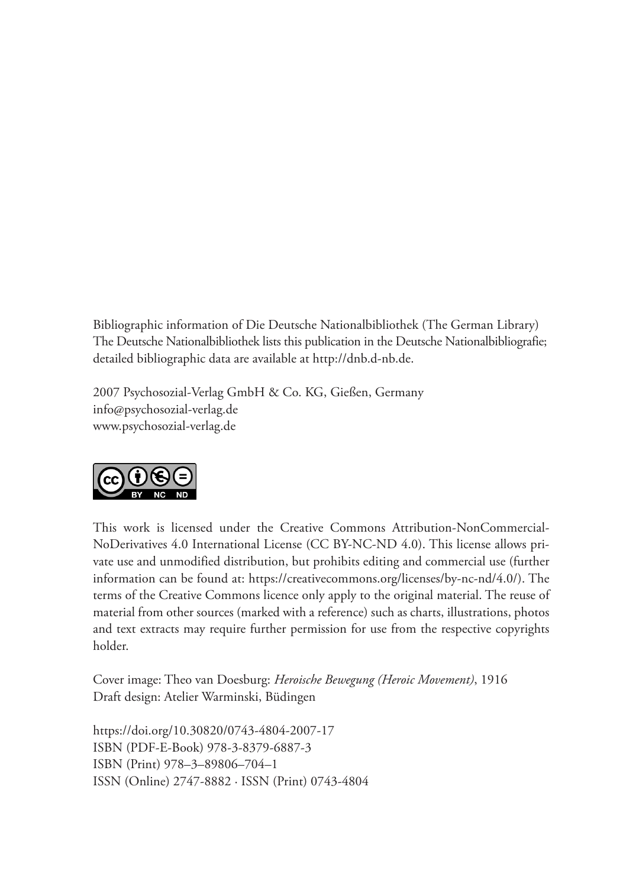Bibliographic information of Die Deutsche Nationalbibliothek (The German Library)
The Deutsche Nationalbibliothek lists this publication in the Deutsche Nationalbibliografie; detailed bibliographic data are available at http://dnb.d-nb.de.

2007 Psychosozial-Verlag GmbH & Co. KG, Gießen, Germany
info@psychosozial-verlag.de
www.psychosozial-verlag.de

This work is licensed under the Creative Commons Attribution-NonCommercial-NoDerivatives 4.0 International License (CC BY-NC-ND 4.0). This license allows private use and unmodified distribution, but prohibits editing and commercial use (further information can be found at: https://creativecommons.org/licenses/by-nc-nd/4.0/). The terms of the Creative Commons licence only apply to the original material. The reuse of material from other sources (marked with a reference) such as charts, illustrations, photos and text extracts may require further permission for use from the respective copyrights holder.

Cover image: Theo van Doesburg: *Heroische Bewegung (Heroic Movement)*, 1916
Draft design: Atelier Warminski, Büdingen

https://doi.org/10.30820/0743-4804-2007-17
ISBN (PDF-E-Book) 978-3-8379-6887-3
ISBN (Print) 978–3–89806–704–1
ISSN (Online) 2747-8882 · ISSN (Print) 0743-4804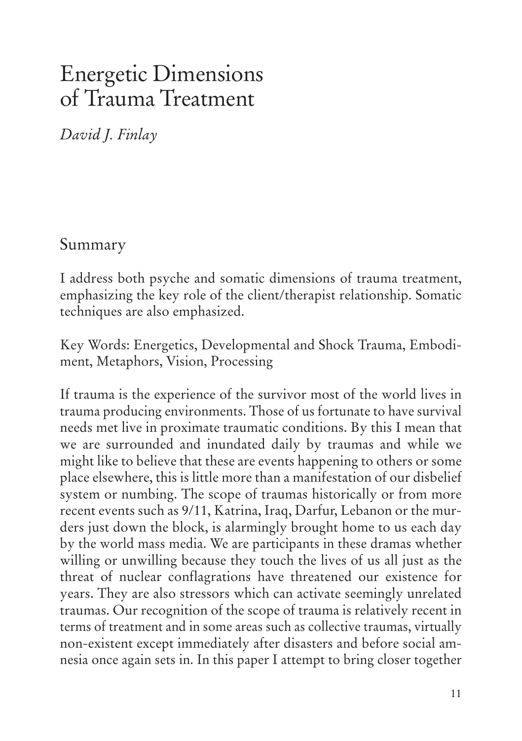# Energetic Dimensions of Trauma Treatment

*David J. Finlay*

## Summary

I address both psyche and somatic dimensions of trauma treatment, emphasizing the key role of the client/therapist relationship. Somatic techniques are also emphasized.

Key Words: Energetics, Developmental and Shock Trauma, Embodiment, Metaphors, Vision, Processing

If trauma is the experience of the survivor most of the world lives in trauma producing environments. Those of us fortunate to have survival needs met live in proximate traumatic conditions. By this I mean that we are surrounded and inundated daily by traumas and while we might like to believe that these are events happening to others or some place elsewhere, this is little more than a manifestation of our disbelief system or numbing. The scope of traumas historically or from more recent events such as 9/11, Katrina, Iraq, Darfur, Lebanon or the murders just down the block, is alarmingly brought home to us each day by the world mass media. We are participants in these dramas whether willing or unwilling because they touch the lives of us all just as the threat of nuclear conflagrations have threatened our existence for years. They are also stressors which can activate seemingly unrelated traumas. Our recognition of the scope of trauma is relatively recent in terms of treatment and in some areas such as collective traumas, virtually non-existent except immediately after disasters and before social amnesia once again sets in. In this paper I attempt to bring closer together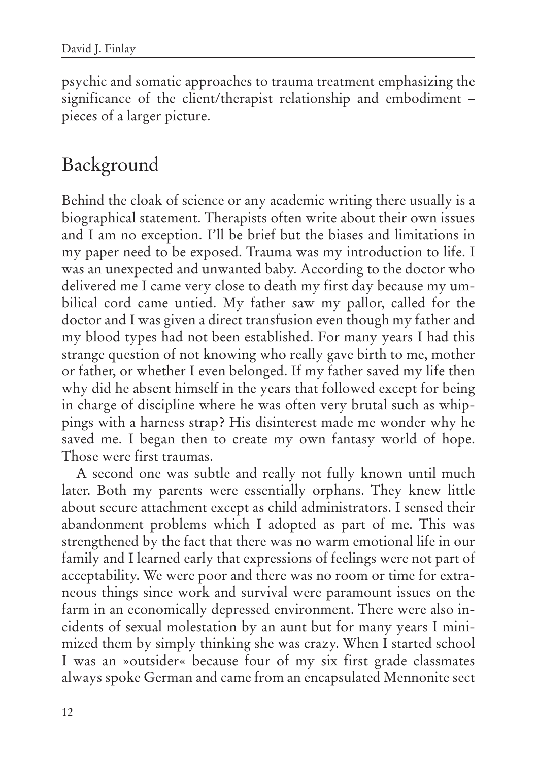psychic and somatic approaches to trauma treatment emphasizing the significance of the client/therapist relationship and embodiment – pieces of a larger picture.

## Background

Behind the cloak of science or any academic writing there usually is a biographical statement. Therapists often write about their own issues and I am no exception. I'll be brief but the biases and limitations in my paper need to be exposed. Trauma was my introduction to life. I was an unexpected and unwanted baby. According to the doctor who delivered me I came very close to death my first day because my umbilical cord came untied. My father saw my pallor, called for the doctor and I was given a direct transfusion even though my father and my blood types had not been established. For many years I had this strange question of not knowing who really gave birth to me, mother or father, or whether I even belonged. If my father saved my life then why did he absent himself in the years that followed except for being in charge of discipline where he was often very brutal such as whippings with a harness strap? His disinterest made me wonder why he saved me. I began then to create my own fantasy world of hope. Those were first traumas.

A second one was subtle and really not fully known until much later. Both my parents were essentially orphans. They knew little about secure attachment except as child administrators. I sensed their abandonment problems which I adopted as part of me. This was strengthened by the fact that there was no warm emotional life in our family and I learned early that expressions of feelings were not part of acceptability. We were poor and there was no room or time for extraneous things since work and survival were paramount issues on the farm in an economically depressed environment. There were also incidents of sexual molestation by an aunt but for many years I minimized them by simply thinking she was crazy. When I started school I was an »outsider« because four of my six first grade classmates always spoke German and came from an encapsulated Mennonite sect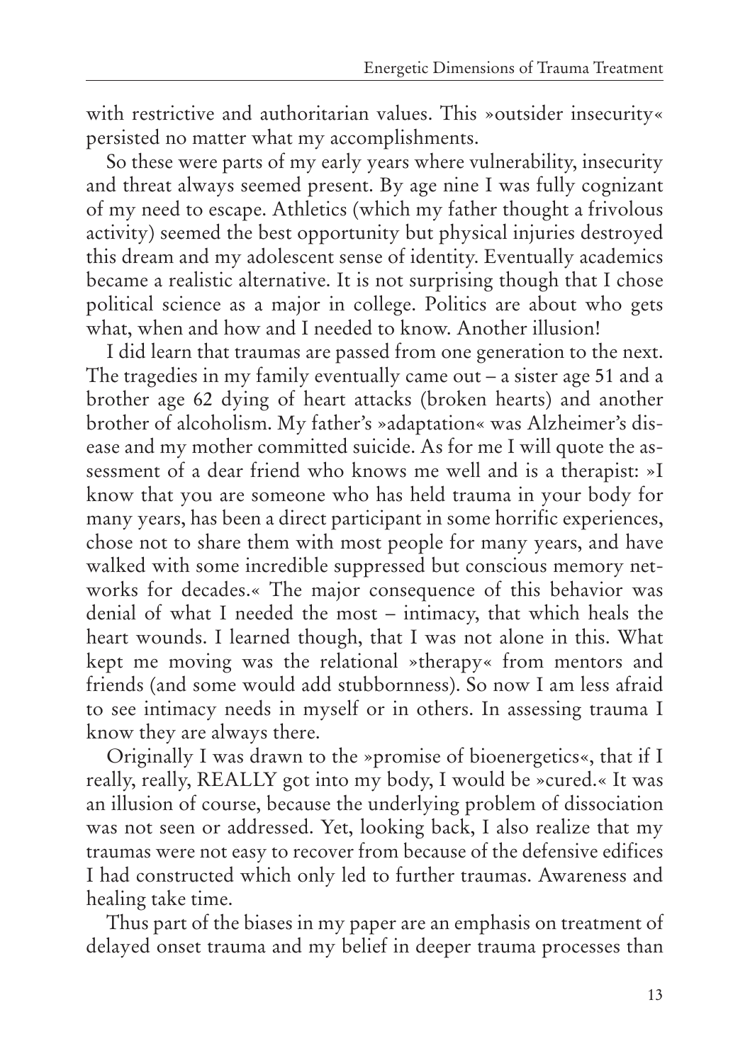with restrictive and authoritarian values. This »outsider insecurity« persisted no matter what my accomplishments.

So these were parts of my early years where vulnerability, insecurity and threat always seemed present. By age nine I was fully cognizant of my need to escape. Athletics (which my father thought a frivolous activity) seemed the best opportunity but physical injuries destroyed this dream and my adolescent sense of identity. Eventually academics became a realistic alternative. It is not surprising though that I chose political science as a major in college. Politics are about who gets what, when and how and I needed to know. Another illusion!

I did learn that traumas are passed from one generation to the next. The tragedies in my family eventually came out – a sister age 51 and a brother age 62 dying of heart attacks (broken hearts) and another brother of alcoholism. My father's »adaptation« was Alzheimer's disease and my mother committed suicide. As for me I will quote the assessment of a dear friend who knows me well and is a therapist: »I know that you are someone who has held trauma in your body for many years, has been a direct participant in some horrific experiences, chose not to share them with most people for many years, and have walked with some incredible suppressed but conscious memory networks for decades.« The major consequence of this behavior was denial of what I needed the most – intimacy, that which heals the heart wounds. I learned though, that I was not alone in this. What kept me moving was the relational »therapy« from mentors and friends (and some would add stubbornness). So now I am less afraid to see intimacy needs in myself or in others. In assessing trauma I know they are always there.

Originally I was drawn to the »promise of bioenergetics«, that if I really, really, REALLY got into my body, I would be »cured.« It was an illusion of course, because the underlying problem of dissociation was not seen or addressed. Yet, looking back, I also realize that my traumas were not easy to recover from because of the defensive edifices I had constructed which only led to further traumas. Awareness and healing take time.

Thus part of the biases in my paper are an emphasis on treatment of delayed onset trauma and my belief in deeper trauma processes than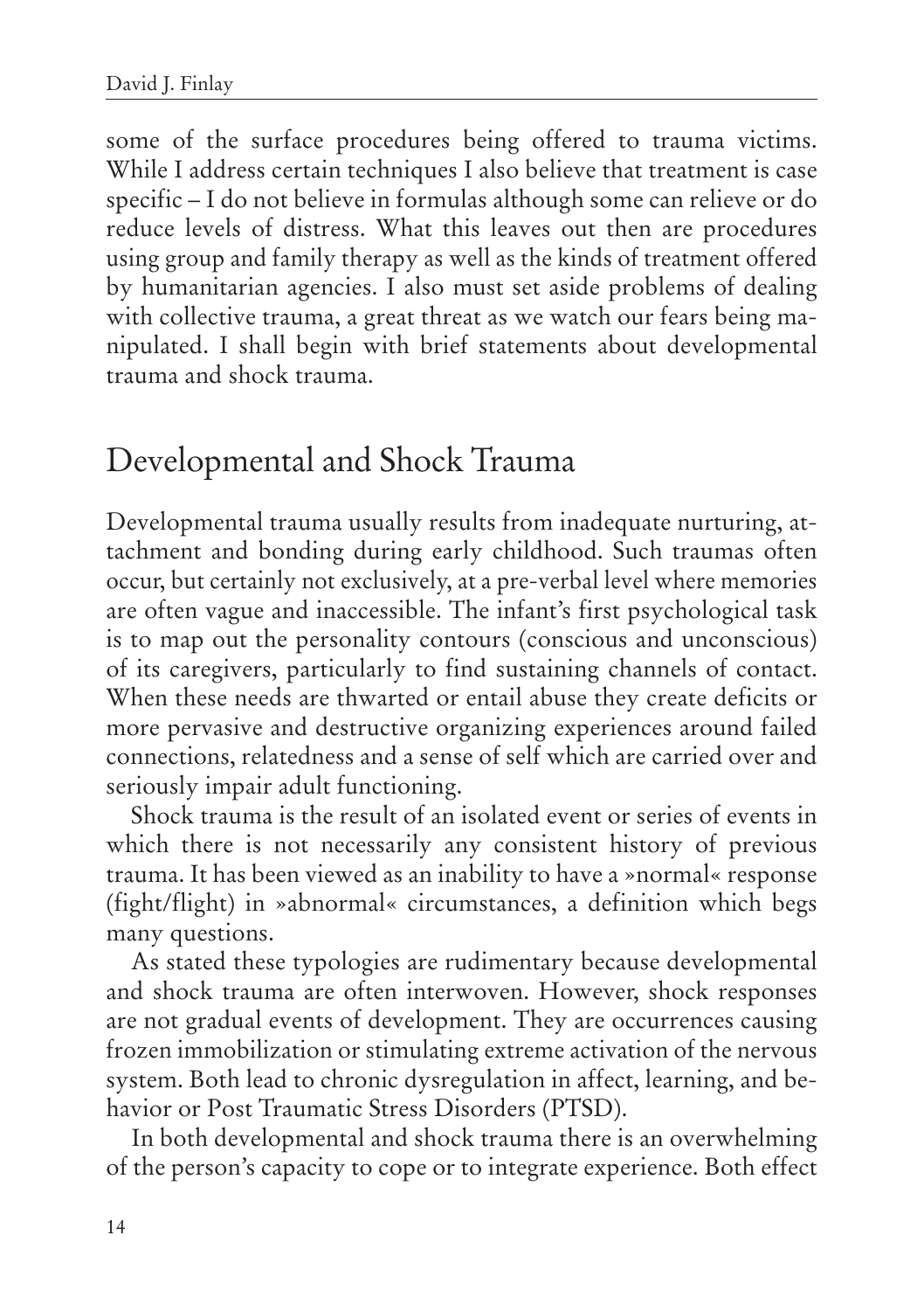some of the surface procedures being offered to trauma victims. While I address certain techniques I also believe that treatment is case specific – I do not believe in formulas although some can relieve or do reduce levels of distress. What this leaves out then are procedures using group and family therapy as well as the kinds of treatment offered by humanitarian agencies. I also must set aside problems of dealing with collective trauma, a great threat as we watch our fears being manipulated. I shall begin with brief statements about developmental trauma and shock trauma.

## Developmental and Shock Trauma

Developmental trauma usually results from inadequate nurturing, attachment and bonding during early childhood. Such traumas often occur, but certainly not exclusively, at a pre-verbal level where memories are often vague and inaccessible. The infant's first psychological task is to map out the personality contours (conscious and unconscious) of its caregivers, particularly to find sustaining channels of contact. When these needs are thwarted or entail abuse they create deficits or more pervasive and destructive organizing experiences around failed connections, relatedness and a sense of self which are carried over and seriously impair adult functioning.

Shock trauma is the result of an isolated event or series of events in which there is not necessarily any consistent history of previous trauma. It has been viewed as an inability to have a »normal« response (fight/flight) in »abnormal« circumstances, a definition which begs many questions.

As stated these typologies are rudimentary because developmental and shock trauma are often interwoven. However, shock responses are not gradual events of development. They are occurrences causing frozen immobilization or stimulating extreme activation of the nervous system. Both lead to chronic dysregulation in affect, learning, and behavior or Post Traumatic Stress Disorders (PTSD).

In both developmental and shock trauma there is an overwhelming of the person's capacity to cope or to integrate experience. Both effect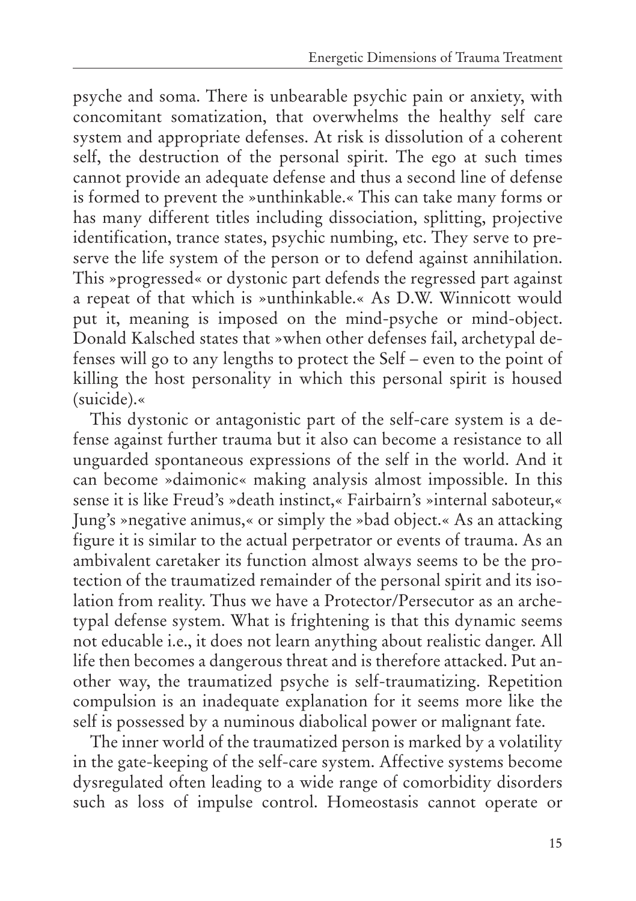psyche and soma. There is unbearable psychic pain or anxiety, with concomitant somatization, that overwhelms the healthy self care system and appropriate defenses. At risk is dissolution of a coherent self, the destruction of the personal spirit. The ego at such times cannot provide an adequate defense and thus a second line of defense is formed to prevent the »unthinkable.« This can take many forms or has many different titles including dissociation, splitting, projective identification, trance states, psychic numbing, etc. They serve to preserve the life system of the person or to defend against annihilation. This »progressed« or dystonic part defends the regressed part against a repeat of that which is »unthinkable.« As D.W. Winnicott would put it, meaning is imposed on the mind-psyche or mind-object. Donald Kalsched states that »when other defenses fail, archetypal defenses will go to any lengths to protect the Self – even to the point of killing the host personality in which this personal spirit is housed (suicide).«

This dystonic or antagonistic part of the self-care system is a defense against further trauma but it also can become a resistance to all unguarded spontaneous expressions of the self in the world. And it can become »daimonic« making analysis almost impossible. In this sense it is like Freud's »death instinct,« Fairbairn's »internal saboteur,« Jung's »negative animus,« or simply the »bad object.« As an attacking figure it is similar to the actual perpetrator or events of trauma. As an ambivalent caretaker its function almost always seems to be the protection of the traumatized remainder of the personal spirit and its isolation from reality. Thus we have a Protector/Persecutor as an archetypal defense system. What is frightening is that this dynamic seems not educable i.e., it does not learn anything about realistic danger. All life then becomes a dangerous threat and is therefore attacked. Put another way, the traumatized psyche is self-traumatizing. Repetition compulsion is an inadequate explanation for it seems more like the self is possessed by a numinous diabolical power or malignant fate.

The inner world of the traumatized person is marked by a volatility in the gate-keeping of the self-care system. Affective systems become dysregulated often leading to a wide range of comorbidity disorders such as loss of impulse control. Homeostasis cannot operate or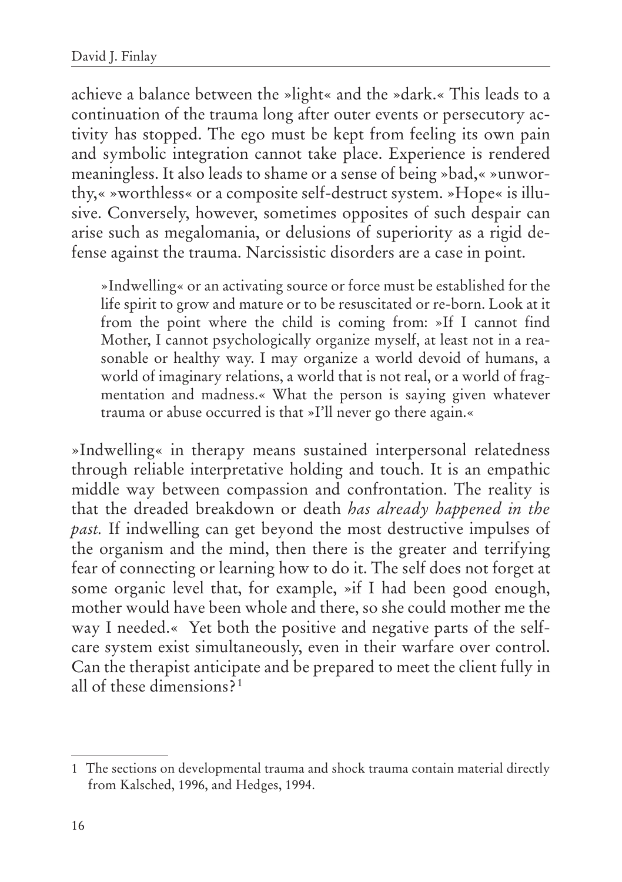achieve a balance between the »light« and the »dark.« This leads to a continuation of the trauma long after outer events or persecutory activity has stopped. The ego must be kept from feeling its own pain and symbolic integration cannot take place. Experience is rendered meaningless. It also leads to shame or a sense of being »bad,« »unworthy,« »worthless« or a composite self-destruct system. »Hope« is illusive. Conversely, however, sometimes opposites of such despair can arise such as megalomania, or delusions of superiority as a rigid defense against the trauma. Narcissistic disorders are a case in point.

> »Indwelling« or an activating source or force must be established for the life spirit to grow and mature or to be resuscitated or re-born. Look at it from the point where the child is coming from: »If I cannot find Mother, I cannot psychologically organize myself, at least not in a reasonable or healthy way. I may organize a world devoid of humans, a world of imaginary relations, a world that is not real, or a world of fragmentation and madness.« What the person is saying given whatever trauma or abuse occurred is that »I'll never go there again.«

»Indwelling« in therapy means sustained interpersonal relatedness through reliable interpretative holding and touch. It is an empathic middle way between compassion and confrontation. The reality is that the dreaded breakdown or death *has already happened in the past.* If indwelling can get beyond the most destructive impulses of the organism and the mind, then there is the greater and terrifying fear of connecting or learning how to do it. The self does not forget at some organic level that, for example, »if I had been good enough, mother would have been whole and there, so she could mother me the way I needed.« Yet both the positive and negative parts of the self-care system exist simultaneously, even in their warfare over control. Can the therapist anticipate and be prepared to meet the client fully in all of these dimensions?[1]

---

1 The sections on developmental trauma and shock trauma contain material directly from Kalsched, 1996, and Hedges, 1994.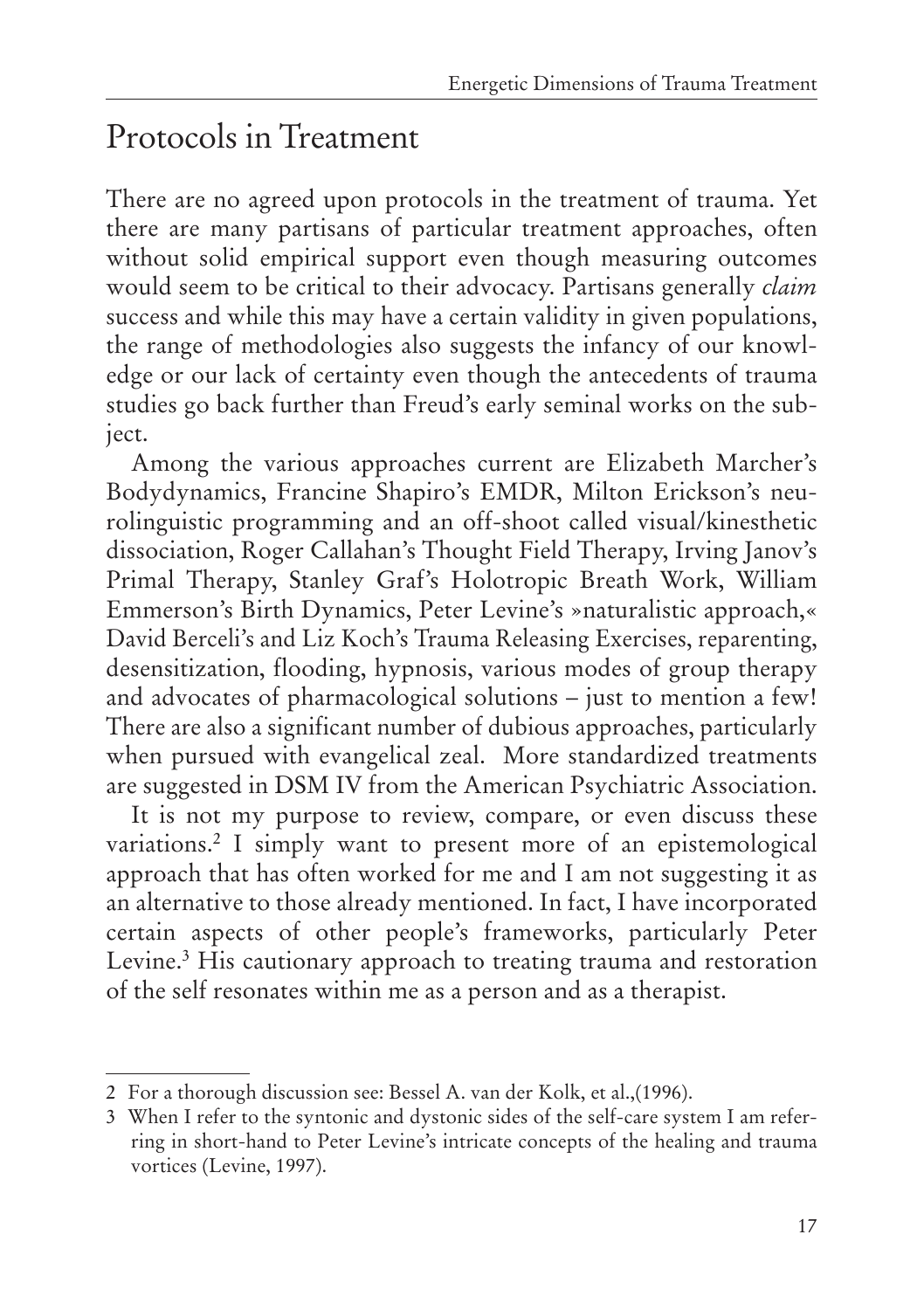## Protocols in Treatment

There are no agreed upon protocols in the treatment of trauma. Yet there are many partisans of particular treatment approaches, often without solid empirical support even though measuring outcomes would seem to be critical to their advocacy. Partisans generally *claim* success and while this may have a certain validity in given populations, the range of methodologies also suggests the infancy of our knowledge or our lack of certainty even though the antecedents of trauma studies go back further than Freud's early seminal works on the subject.

Among the various approaches current are Elizabeth Marcher's Bodydynamics, Francine Shapiro's EMDR, Milton Erickson's neurolinguistic programming and an off-shoot called visual/kinesthetic dissociation, Roger Callahan's Thought Field Therapy, Irving Janov's Primal Therapy, Stanley Graf's Holotropic Breath Work, William Emmerson's Birth Dynamics, Peter Levine's »naturalistic approach,« David Berceli's and Liz Koch's Trauma Releasing Exercises, reparenting, desensitization, flooding, hypnosis, various modes of group therapy and advocates of pharmacological solutions – just to mention a few! There are also a significant number of dubious approaches, particularly when pursued with evangelical zeal. More standardized treatments are suggested in DSM IV from the American Psychiatric Association.

It is not my purpose to review, compare, or even discuss these variations.[2] I simply want to present more of an epistemological approach that has often worked for me and I am not suggesting it as an alternative to those already mentioned. In fact, I have incorporated certain aspects of other people's frameworks, particularly Peter Levine.[3] His cautionary approach to treating trauma and restoration of the self resonates within me as a person and as a therapist.

---

2 For a thorough discussion see: Bessel A. van der Kolk, et al.,(1996).

3 When I refer to the syntonic and dystonic sides of the self-care system I am referring in short-hand to Peter Levine's intricate concepts of the healing and trauma vortices (Levine, 1997).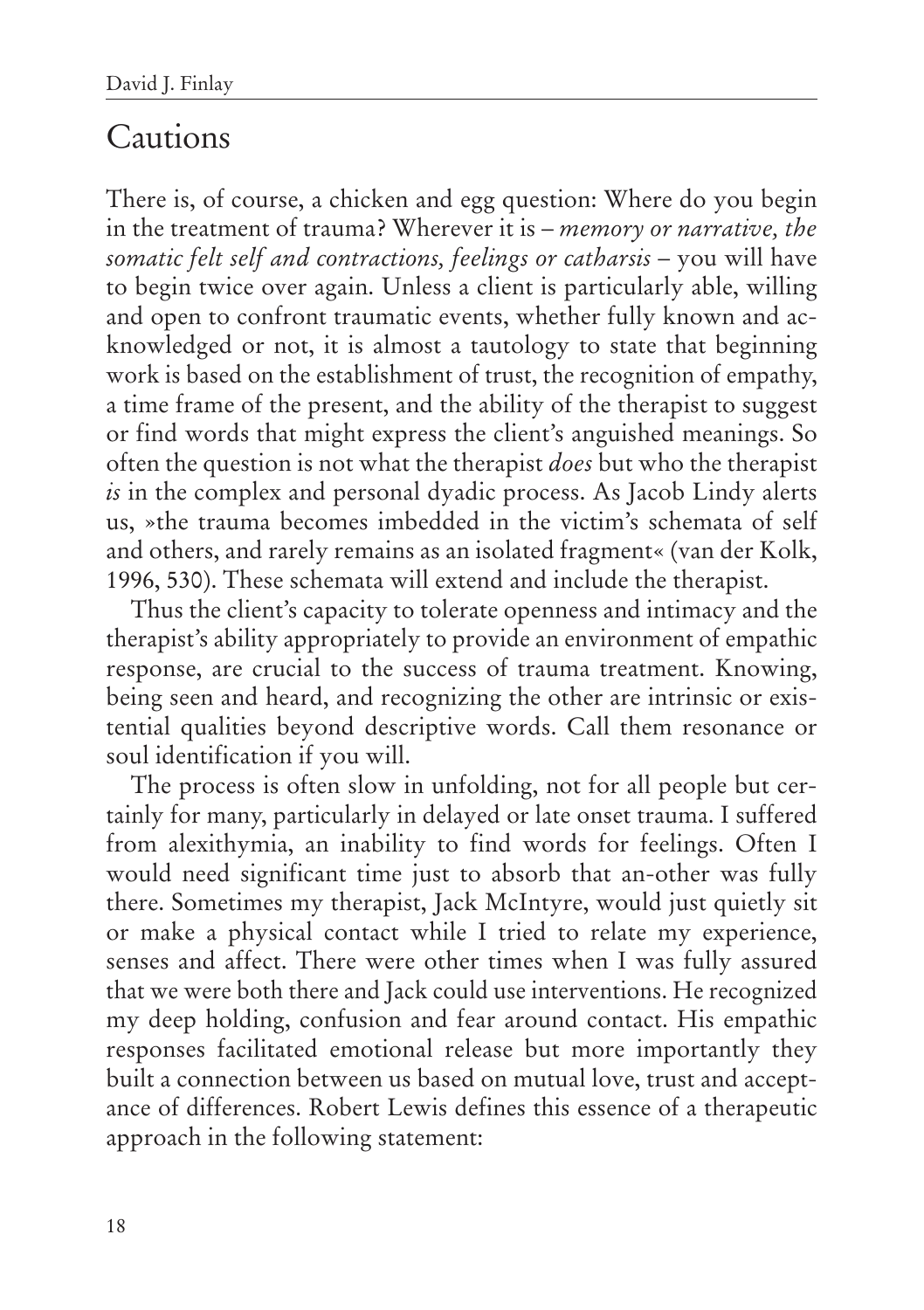## Cautions

There is, of course, a chicken and egg question: Where do you begin in the treatment of trauma? Wherever it is – *memory or narrative, the somatic felt self and contractions, feelings or catharsis* – you will have to begin twice over again. Unless a client is particularly able, willing and open to confront traumatic events, whether fully known and acknowledged or not, it is almost a tautology to state that beginning work is based on the establishment of trust, the recognition of empathy, a time frame of the present, and the ability of the therapist to suggest or find words that might express the client's anguished meanings. So often the question is not what the therapist *does* but who the therapist *is* in the complex and personal dyadic process. As Jacob Lindy alerts us, »the trauma becomes imbedded in the victim's schemata of self and others, and rarely remains as an isolated fragment« (van der Kolk, 1996, 530). These schemata will extend and include the therapist.

Thus the client's capacity to tolerate openness and intimacy and the therapist's ability appropriately to provide an environment of empathic response, are crucial to the success of trauma treatment. Knowing, being seen and heard, and recognizing the other are intrinsic or existential qualities beyond descriptive words. Call them resonance or soul identification if you will.

The process is often slow in unfolding, not for all people but certainly for many, particularly in delayed or late onset trauma. I suffered from alexithymia, an inability to find words for feelings. Often I would need significant time just to absorb that an-other was fully there. Sometimes my therapist, Jack McIntyre, would just quietly sit or make a physical contact while I tried to relate my experience, senses and affect. There were other times when I was fully assured that we were both there and Jack could use interventions. He recognized my deep holding, confusion and fear around contact. His empathic responses facilitated emotional release but more importantly they built a connection between us based on mutual love, trust and acceptance of differences. Robert Lewis defines this essence of a therapeutic approach in the following statement: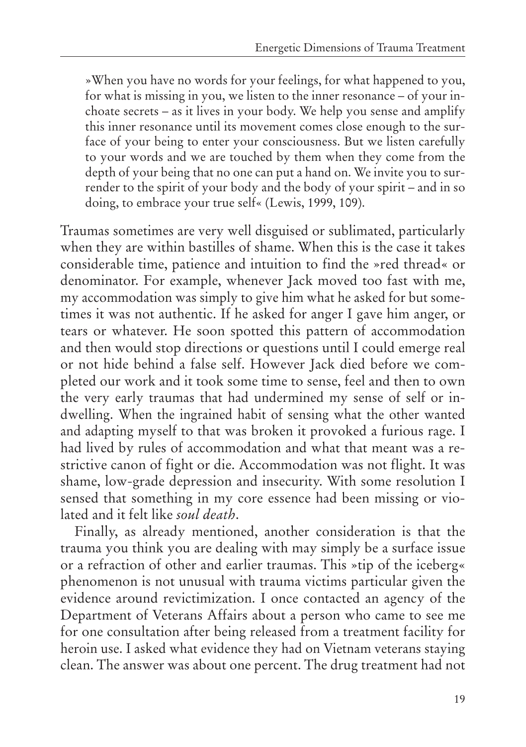»When you have no words for your feelings, for what happened to you, for what is missing in you, we listen to the inner resonance – of your inchoate secrets – as it lives in your body. We help you sense and amplify this inner resonance until its movement comes close enough to the surface of your being to enter your consciousness. But we listen carefully to your words and we are touched by them when they come from the depth of your being that no one can put a hand on. We invite you to surrender to the spirit of your body and the body of your spirit – and in so doing, to embrace your true self« (Lewis, 1999, 109).

Traumas sometimes are very well disguised or sublimated, particularly when they are within bastilles of shame. When this is the case it takes considerable time, patience and intuition to find the »red thread« or denominator. For example, whenever Jack moved too fast with me, my accommodation was simply to give him what he asked for but sometimes it was not authentic. If he asked for anger I gave him anger, or tears or whatever. He soon spotted this pattern of accommodation and then would stop directions or questions until I could emerge real or not hide behind a false self. However Jack died before we completed our work and it took some time to sense, feel and then to own the very early traumas that had undermined my sense of self or indwelling. When the ingrained habit of sensing what the other wanted and adapting myself to that was broken it provoked a furious rage. I had lived by rules of accommodation and what that meant was a restrictive canon of fight or die. Accommodation was not flight. It was shame, low-grade depression and insecurity. With some resolution I sensed that something in my core essence had been missing or violated and it felt like *soul death*.

Finally, as already mentioned, another consideration is that the trauma you think you are dealing with may simply be a surface issue or a refraction of other and earlier traumas. This »tip of the iceberg« phenomenon is not unusual with trauma victims particular given the evidence around revictimization. I once contacted an agency of the Department of Veterans Affairs about a person who came to see me for one consultation after being released from a treatment facility for heroin use. I asked what evidence they had on Vietnam veterans staying clean. The answer was about one percent. The drug treatment had not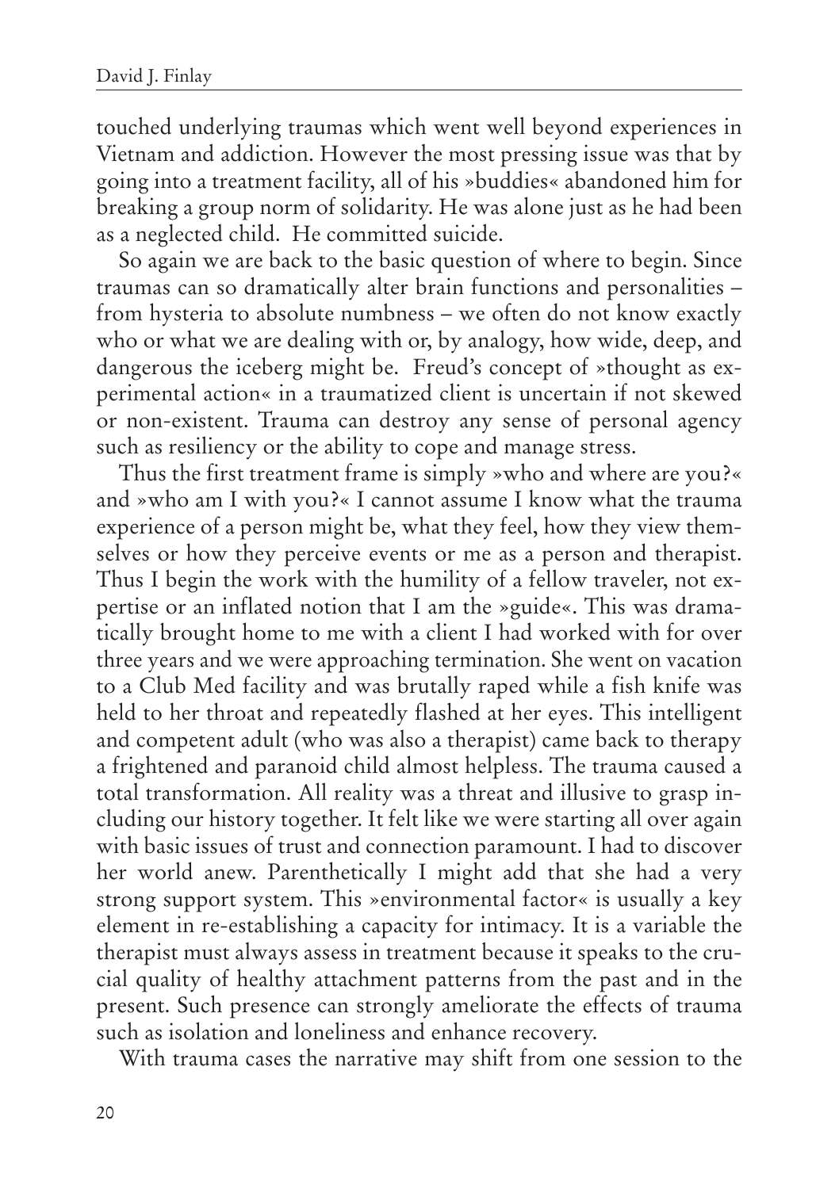touched underlying traumas which went well beyond experiences in Vietnam and addiction. However the most pressing issue was that by going into a treatment facility, all of his »buddies« abandoned him for breaking a group norm of solidarity. He was alone just as he had been as a neglected child. He committed suicide.

So again we are back to the basic question of where to begin. Since traumas can so dramatically alter brain functions and personalities – from hysteria to absolute numbness – we often do not know exactly who or what we are dealing with or, by analogy, how wide, deep, and dangerous the iceberg might be. Freud's concept of »thought as experimental action« in a traumatized client is uncertain if not skewed or non-existent. Trauma can destroy any sense of personal agency such as resiliency or the ability to cope and manage stress.

Thus the first treatment frame is simply »who and where are you?« and »who am I with you?« I cannot assume I know what the trauma experience of a person might be, what they feel, how they view themselves or how they perceive events or me as a person and therapist. Thus I begin the work with the humility of a fellow traveler, not expertise or an inflated notion that I am the »guide«. This was dramatically brought home to me with a client I had worked with for over three years and we were approaching termination. She went on vacation to a Club Med facility and was brutally raped while a fish knife was held to her throat and repeatedly flashed at her eyes. This intelligent and competent adult (who was also a therapist) came back to therapy a frightened and paranoid child almost helpless. The trauma caused a total transformation. All reality was a threat and illusive to grasp including our history together. It felt like we were starting all over again with basic issues of trust and connection paramount. I had to discover her world anew. Parenthetically I might add that she had a very strong support system. This »environmental factor« is usually a key element in re-establishing a capacity for intimacy. It is a variable the therapist must always assess in treatment because it speaks to the crucial quality of healthy attachment patterns from the past and in the present. Such presence can strongly ameliorate the effects of trauma such as isolation and loneliness and enhance recovery.

With trauma cases the narrative may shift from one session to the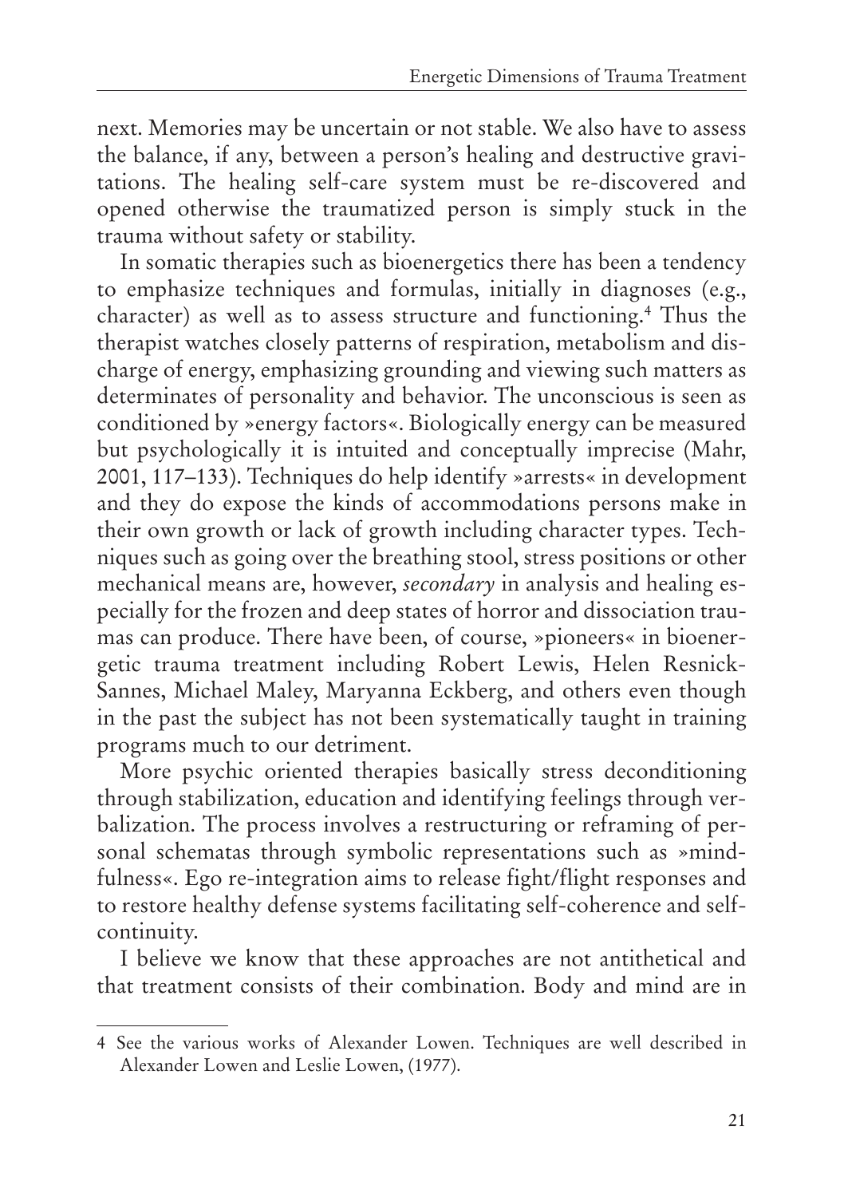next. Memories may be uncertain or not stable. We also have to assess the balance, if any, between a person's healing and destructive gravitations. The healing self-care system must be re-discovered and opened otherwise the traumatized person is simply stuck in the trauma without safety or stability.

In somatic therapies such as bioenergetics there has been a tendency to emphasize techniques and formulas, initially in diagnoses (e.g., character) as well as to assess structure and functioning.[4] Thus the therapist watches closely patterns of respiration, metabolism and discharge of energy, emphasizing grounding and viewing such matters as determinates of personality and behavior. The unconscious is seen as conditioned by »energy factors«. Biologically energy can be measured but psychologically it is intuited and conceptually imprecise (Mahr, 2001, 117–133). Techniques do help identify »arrests« in development and they do expose the kinds of accommodations persons make in their own growth or lack of growth including character types. Techniques such as going over the breathing stool, stress positions or other mechanical means are, however, *secondary* in analysis and healing especially for the frozen and deep states of horror and dissociation traumas can produce. There have been, of course, »pioneers« in bioenergetic trauma treatment including Robert Lewis, Helen Resnick-Sannes, Michael Maley, Maryanna Eckberg, and others even though in the past the subject has not been systematically taught in training programs much to our detriment.

More psychic oriented therapies basically stress deconditioning through stabilization, education and identifying feelings through verbalization. The process involves a restructuring or reframing of personal schematas through symbolic representations such as »mindfulness«. Ego re-integration aims to release fight/flight responses and to restore healthy defense systems facilitating self-coherence and self-continuity.

I believe we know that these approaches are not antithetical and that treatment consists of their combination. Body and mind are in

---

4 See the various works of Alexander Lowen. Techniques are well described in Alexander Lowen and Leslie Lowen, (1977).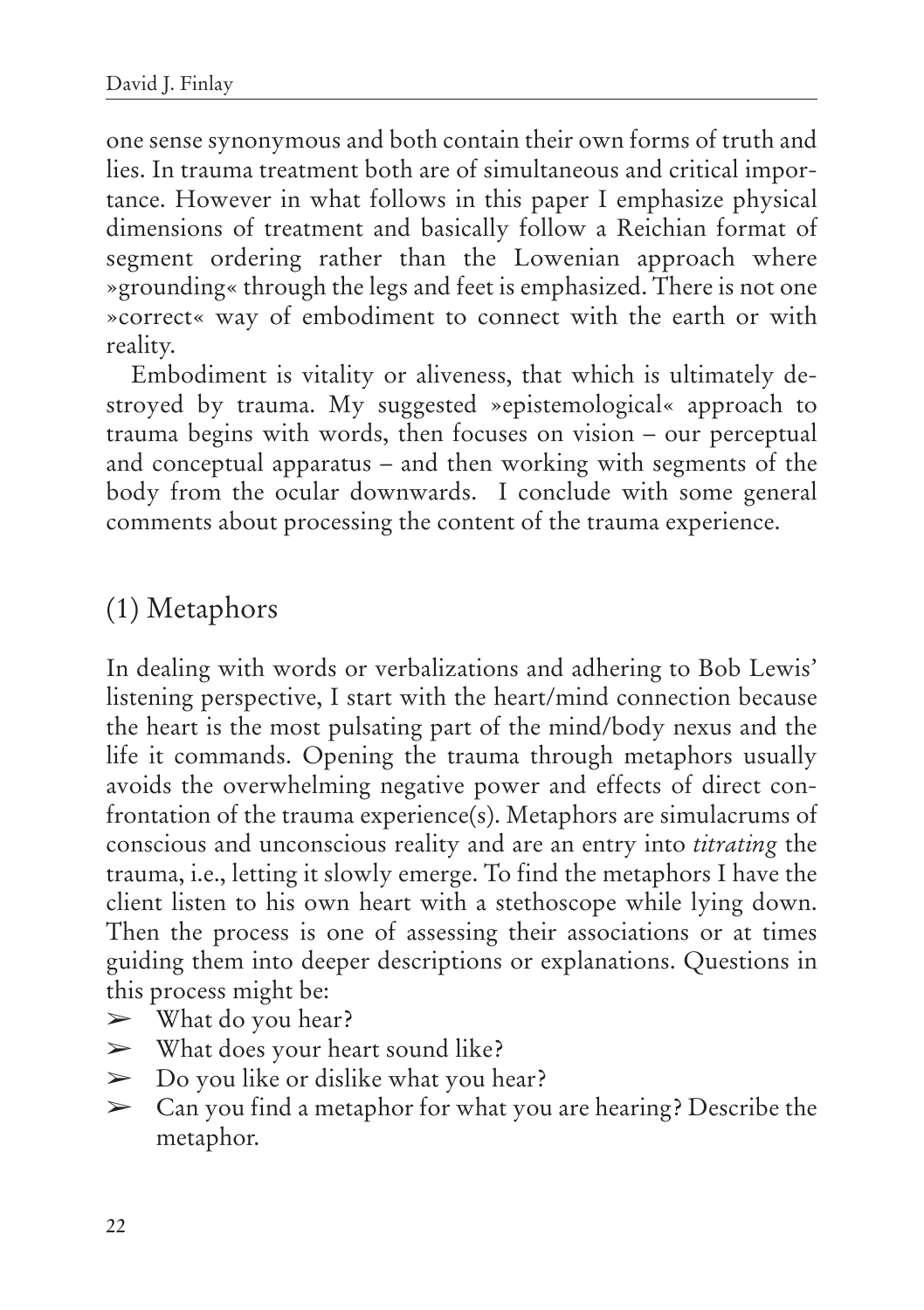one sense synonymous and both contain their own forms of truth and lies. In trauma treatment both are of simultaneous and critical importance. However in what follows in this paper I emphasize physical dimensions of treatment and basically follow a Reichian format of segment ordering rather than the Lowenian approach where »grounding« through the legs and feet is emphasized. There is not one »correct« way of embodiment to connect with the earth or with reality.

Embodiment is vitality or aliveness, that which is ultimately destroyed by trauma. My suggested »epistemological« approach to trauma begins with words, then focuses on vision – our perceptual and conceptual apparatus – and then working with segments of the body from the ocular downwards. I conclude with some general comments about processing the content of the trauma experience.

## (1) Metaphors

In dealing with words or verbalizations and adhering to Bob Lewis' listening perspective, I start with the heart/mind connection because the heart is the most pulsating part of the mind/body nexus and the life it commands. Opening the trauma through metaphors usually avoids the overwhelming negative power and effects of direct confrontation of the trauma experience(s). Metaphors are simulacrums of conscious and unconscious reality and are an entry into *titrating* the trauma, i.e., letting it slowly emerge. To find the metaphors I have the client listen to his own heart with a stethoscope while lying down. Then the process is one of assessing their associations or at times guiding them into deeper descriptions or explanations. Questions in this process might be:

- What do you hear?
- What does your heart sound like?
- Do you like or dislike what you hear?
- Can you find a metaphor for what you are hearing? Describe the metaphor.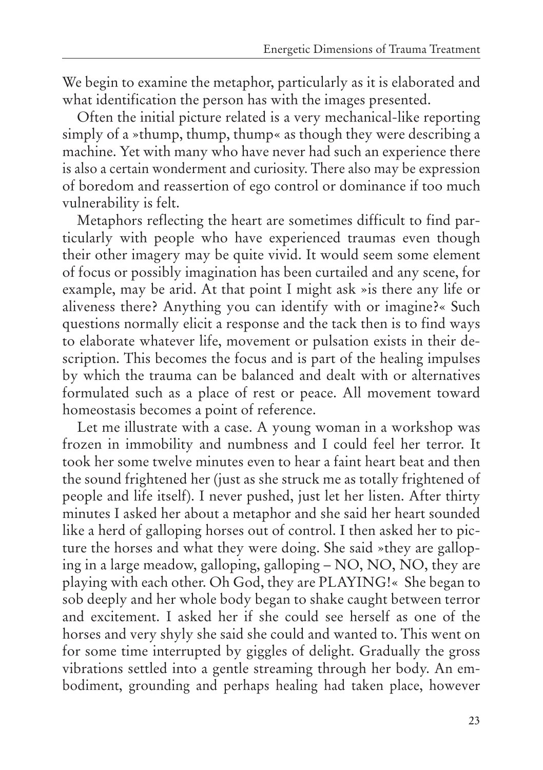We begin to examine the metaphor, particularly as it is elaborated and what identification the person has with the images presented.

Often the initial picture related is a very mechanical-like reporting simply of a »thump, thump, thump« as though they were describing a machine. Yet with many who have never had such an experience there is also a certain wonderment and curiosity. There also may be expression of boredom and reassertion of ego control or dominance if too much vulnerability is felt.

Metaphors reflecting the heart are sometimes difficult to find particularly with people who have experienced traumas even though their other imagery may be quite vivid. It would seem some element of focus or possibly imagination has been curtailed and any scene, for example, may be arid. At that point I might ask »is there any life or aliveness there? Anything you can identify with or imagine?« Such questions normally elicit a response and the tack then is to find ways to elaborate whatever life, movement or pulsation exists in their description. This becomes the focus and is part of the healing impulses by which the trauma can be balanced and dealt with or alternatives formulated such as a place of rest or peace. All movement toward homeostasis becomes a point of reference.

Let me illustrate with a case. A young woman in a workshop was frozen in immobility and numbness and I could feel her terror. It took her some twelve minutes even to hear a faint heart beat and then the sound frightened her (just as she struck me as totally frightened of people and life itself). I never pushed, just let her listen. After thirty minutes I asked her about a metaphor and she said her heart sounded like a herd of galloping horses out of control. I then asked her to picture the horses and what they were doing. She said »they are galloping in a large meadow, galloping, galloping – NO, NO, NO, they are playing with each other. Oh God, they are PLAYING!« She began to sob deeply and her whole body began to shake caught between terror and excitement. I asked her if she could see herself as one of the horses and very shyly she said she could and wanted to. This went on for some time interrupted by giggles of delight. Gradually the gross vibrations settled into a gentle streaming through her body. An embodiment, grounding and perhaps healing had taken place, however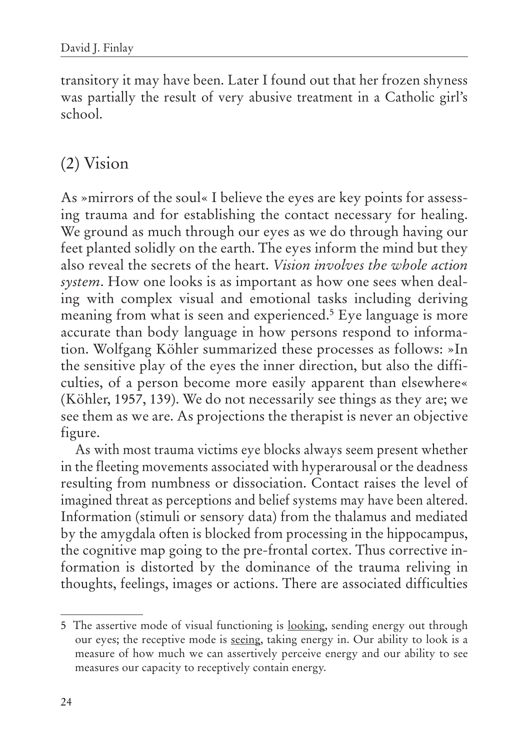transitory it may have been. Later I found out that her frozen shyness was partially the result of very abusive treatment in a Catholic girl's school.

## (2) Vision

As »mirrors of the soul« I believe the eyes are key points for assessing trauma and for establishing the contact necessary for healing. We ground as much through our eyes as we do through having our feet planted solidly on the earth. The eyes inform the mind but they also reveal the secrets of the heart. *Vision involves the whole action system*. How one looks is as important as how one sees when dealing with complex visual and emotional tasks including deriving meaning from what is seen and experienced.[5] Eye language is more accurate than body language in how persons respond to information. Wolfgang Köhler summarized these processes as follows: »In the sensitive play of the eyes the inner direction, but also the difficulties, of a person become more easily apparent than elsewhere« (Köhler, 1957, 139). We do not necessarily see things as they are; we see them as we are. As projections the therapist is never an objective figure.

As with most trauma victims eye blocks always seem present whether in the fleeting movements associated with hyperarousal or the deadness resulting from numbness or dissociation. Contact raises the level of imagined threat as perceptions and belief systems may have been altered. Information (stimuli or sensory data) from the thalamus and mediated by the amygdala often is blocked from processing in the hippocampus, the cognitive map going to the pre-frontal cortex. Thus corrective information is distorted by the dominance of the trauma reliving in thoughts, feelings, images or actions. There are associated difficulties

---

5 The assertive mode of visual functioning is <u>looking</u>, sending energy out through our eyes; the receptive mode is <u>seeing</u>, taking energy in. Our ability to look is a measure of how much we can assertively perceive energy and our ability to see measures our capacity to receptively contain energy.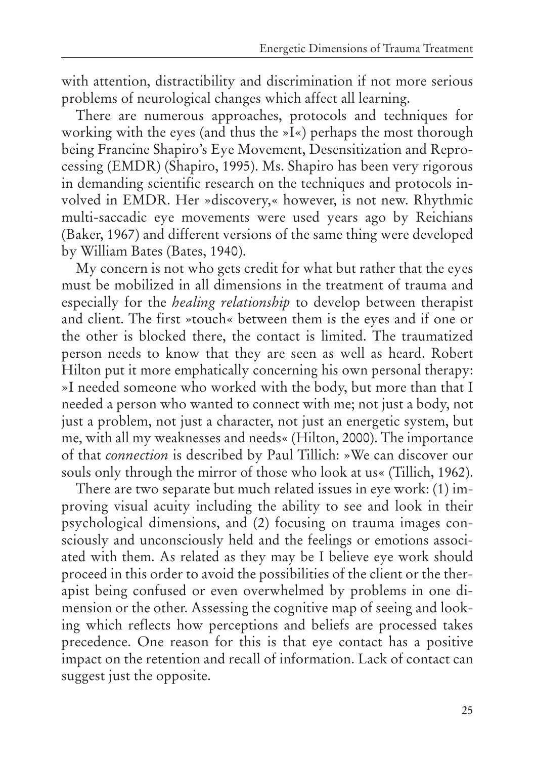with attention, distractibility and discrimination if not more serious problems of neurological changes which affect all learning.

There are numerous approaches, protocols and techniques for working with the eyes (and thus the »I«) perhaps the most thorough being Francine Shapiro's Eye Movement, Desensitization and Reprocessing (EMDR) (Shapiro, 1995). Ms. Shapiro has been very rigorous in demanding scientific research on the techniques and protocols involved in EMDR. Her »discovery,« however, is not new. Rhythmic multi-saccadic eye movements were used years ago by Reichians (Baker, 1967) and different versions of the same thing were developed by William Bates (Bates, 1940).

My concern is not who gets credit for what but rather that the eyes must be mobilized in all dimensions in the treatment of trauma and especially for the *healing relationship* to develop between therapist and client. The first »touch« between them is the eyes and if one or the other is blocked there, the contact is limited. The traumatized person needs to know that they are seen as well as heard. Robert Hilton put it more emphatically concerning his own personal therapy: »I needed someone who worked with the body, but more than that I needed a person who wanted to connect with me; not just a body, not just a problem, not just a character, not just an energetic system, but me, with all my weaknesses and needs« (Hilton, 2000). The importance of that *connection* is described by Paul Tillich: »We can discover our souls only through the mirror of those who look at us« (Tillich, 1962).

There are two separate but much related issues in eye work: (1) improving visual acuity including the ability to see and look in their psychological dimensions, and (2) focusing on trauma images consciously and unconsciously held and the feelings or emotions associated with them. As related as they may be I believe eye work should proceed in this order to avoid the possibilities of the client or the therapist being confused or even overwhelmed by problems in one dimension or the other. Assessing the cognitive map of seeing and looking which reflects how perceptions and beliefs are processed takes precedence. One reason for this is that eye contact has a positive impact on the retention and recall of information. Lack of contact can suggest just the opposite.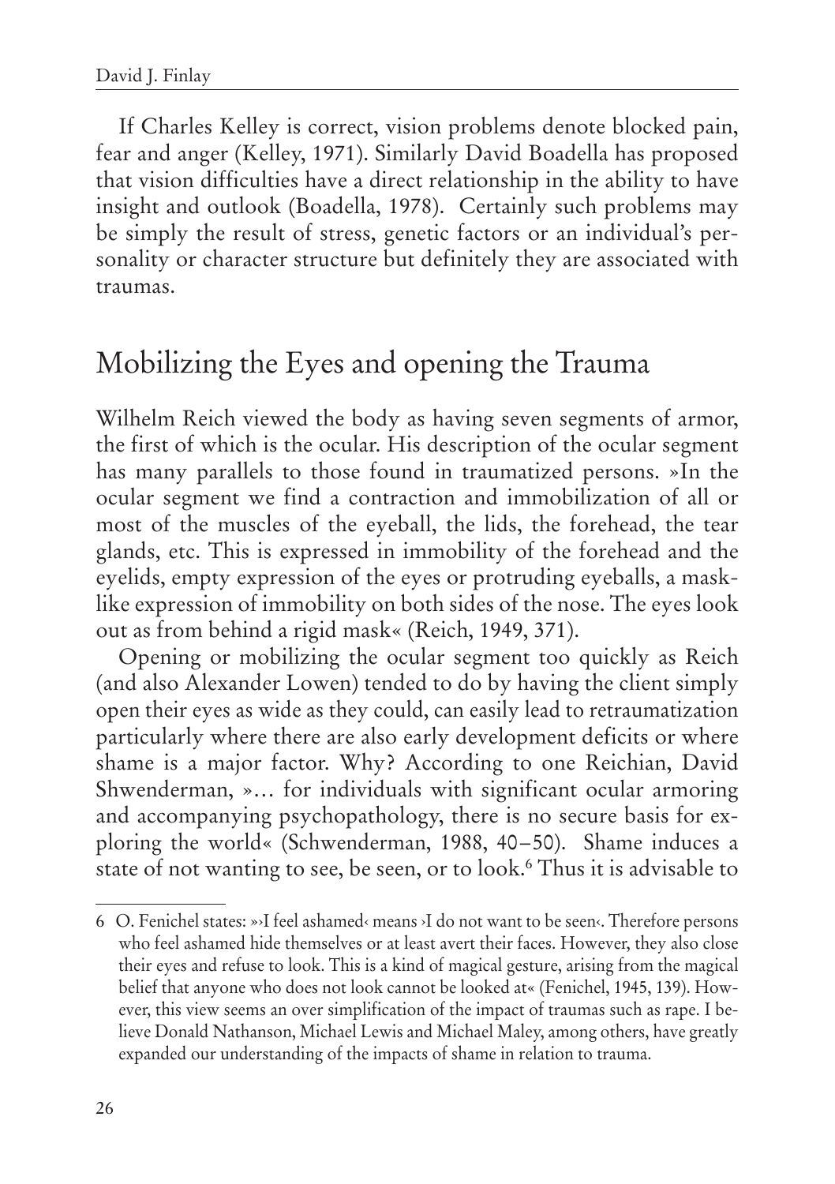If Charles Kelley is correct, vision problems denote blocked pain, fear and anger (Kelley, 1971). Similarly David Boadella has proposed that vision difficulties have a direct relationship in the ability to have insight and outlook (Boadella, 1978). Certainly such problems may be simply the result of stress, genetic factors or an individual's personality or character structure but definitely they are associated with traumas.

## Mobilizing the Eyes and opening the Trauma

Wilhelm Reich viewed the body as having seven segments of armor, the first of which is the ocular. His description of the ocular segment has many parallels to those found in traumatized persons. »In the ocular segment we find a contraction and immobilization of all or most of the muscles of the eyeball, the lids, the forehead, the tear glands, etc. This is expressed in immobility of the forehead and the eyelids, empty expression of the eyes or protruding eyeballs, a mask-like expression of immobility on both sides of the nose. The eyes look out as from behind a rigid mask« (Reich, 1949, 371).

Opening or mobilizing the ocular segment too quickly as Reich (and also Alexander Lowen) tended to do by having the client simply open their eyes as wide as they could, can easily lead to retraumatization particularly where there are also early development deficits or where shame is a major factor. Why? According to one Reichian, David Shwenderman, »… for individuals with significant ocular armoring and accompanying psychopathology, there is no secure basis for exploring the world« (Schwenderman, 1988, 40–50). Shame induces a state of not wanting to see, be seen, or to look.[6] Thus it is advisable to

---

6 O. Fenichel states: »›I feel ashamed‹ means ›I do not want to be seen‹. Therefore persons who feel ashamed hide themselves or at least avert their faces. However, they also close their eyes and refuse to look. This is a kind of magical gesture, arising from the magical belief that anyone who does not look cannot be looked at« (Fenichel, 1945, 139). However, this view seems an over simplification of the impact of traumas such as rape. I believe Donald Nathanson, Michael Lewis and Michael Maley, among others, have greatly expanded our understanding of the impacts of shame in relation to trauma.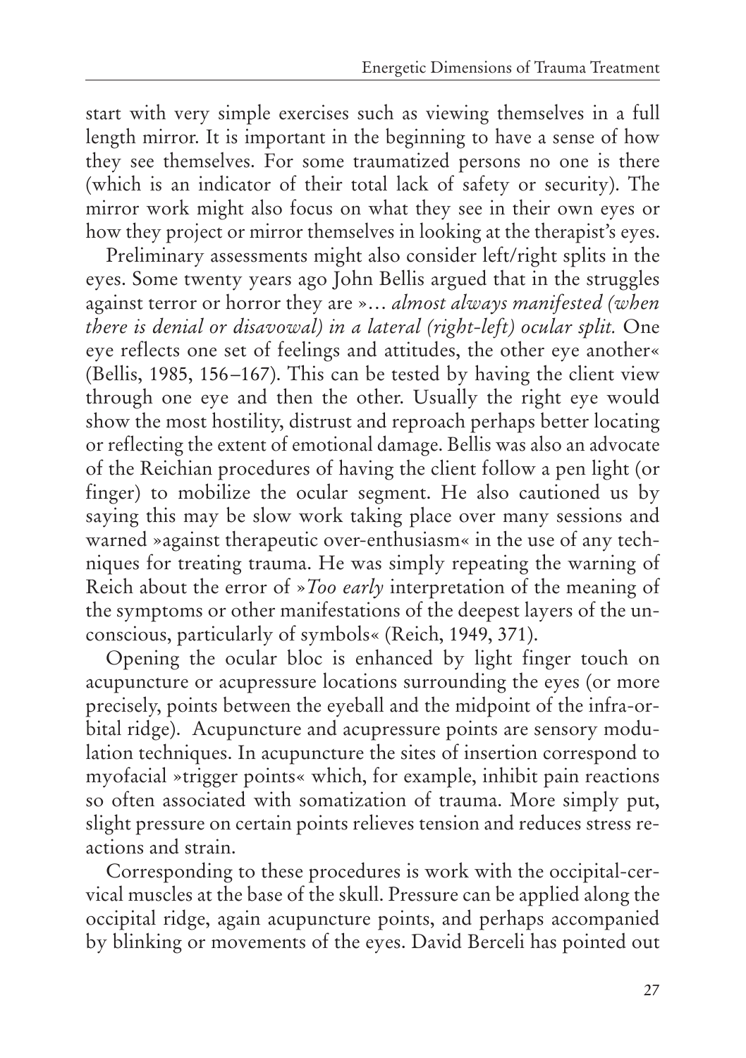start with very simple exercises such as viewing themselves in a full length mirror. It is important in the beginning to have a sense of how they see themselves. For some traumatized persons no one is there (which is an indicator of their total lack of safety or security). The mirror work might also focus on what they see in their own eyes or how they project or mirror themselves in looking at the therapist's eyes.

Preliminary assessments might also consider left/right splits in the eyes. Some twenty years ago John Bellis argued that in the struggles against terror or horror they are »… *almost always manifested (when there is denial or disavowal) in a lateral (right-left) ocular split.* One eye reflects one set of feelings and attitudes, the other eye another« (Bellis, 1985, 156–167). This can be tested by having the client view through one eye and then the other. Usually the right eye would show the most hostility, distrust and reproach perhaps better locating or reflecting the extent of emotional damage. Bellis was also an advocate of the Reichian procedures of having the client follow a pen light (or finger) to mobilize the ocular segment. He also cautioned us by saying this may be slow work taking place over many sessions and warned »against therapeutic over-enthusiasm« in the use of any techniques for treating trauma. He was simply repeating the warning of Reich about the error of »*Too early* interpretation of the meaning of the symptoms or other manifestations of the deepest layers of the unconscious, particularly of symbols« (Reich, 1949, 371).

Opening the ocular bloc is enhanced by light finger touch on acupuncture or acupressure locations surrounding the eyes (or more precisely, points between the eyeball and the midpoint of the infra-orbital ridge). Acupuncture and acupressure points are sensory modulation techniques. In acupuncture the sites of insertion correspond to myofacial »trigger points« which, for example, inhibit pain reactions so often associated with somatization of trauma. More simply put, slight pressure on certain points relieves tension and reduces stress reactions and strain.

Corresponding to these procedures is work with the occipital-cervical muscles at the base of the skull. Pressure can be applied along the occipital ridge, again acupuncture points, and perhaps accompanied by blinking or movements of the eyes. David Berceli has pointed out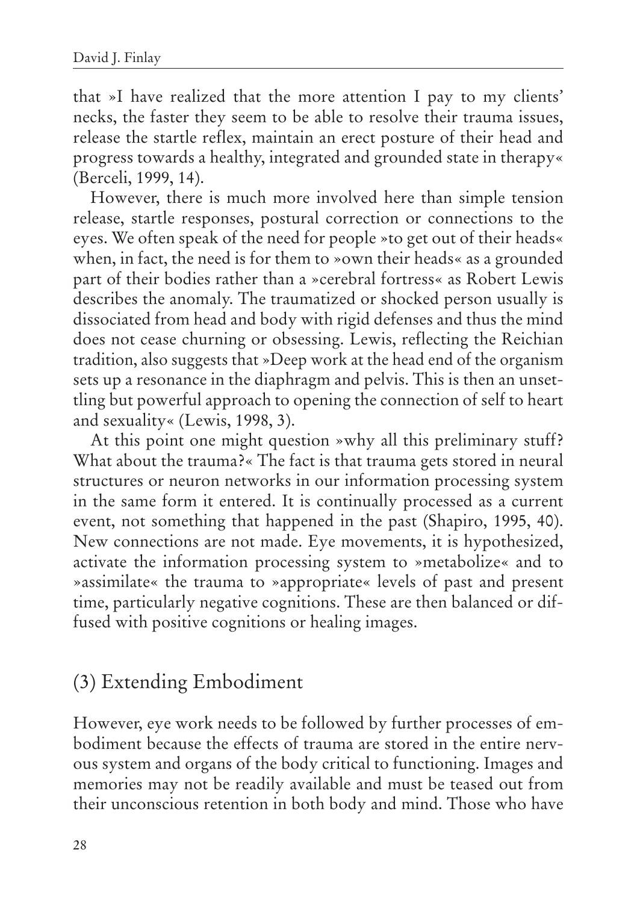that »I have realized that the more attention I pay to my clients' necks, the faster they seem to be able to resolve their trauma issues, release the startle reflex, maintain an erect posture of their head and progress towards a healthy, integrated and grounded state in therapy« (Berceli, 1999, 14).

However, there is much more involved here than simple tension release, startle responses, postural correction or connections to the eyes. We often speak of the need for people »to get out of their heads« when, in fact, the need is for them to »own their heads« as a grounded part of their bodies rather than a »cerebral fortress« as Robert Lewis describes the anomaly. The traumatized or shocked person usually is dissociated from head and body with rigid defenses and thus the mind does not cease churning or obsessing. Lewis, reflecting the Reichian tradition, also suggests that »Deep work at the head end of the organism sets up a resonance in the diaphragm and pelvis. This is then an unsettling but powerful approach to opening the connection of self to heart and sexuality« (Lewis, 1998, 3).

At this point one might question »why all this preliminary stuff? What about the trauma?« The fact is that trauma gets stored in neural structures or neuron networks in our information processing system in the same form it entered. It is continually processed as a current event, not something that happened in the past (Shapiro, 1995, 40). New connections are not made. Eye movements, it is hypothesized, activate the information processing system to »metabolize« and to »assimilate« the trauma to »appropriate« levels of past and present time, particularly negative cognitions. These are then balanced or diffused with positive cognitions or healing images.

## (3) Extending Embodiment

However, eye work needs to be followed by further processes of embodiment because the effects of trauma are stored in the entire nervous system and organs of the body critical to functioning. Images and memories may not be readily available and must be teased out from their unconscious retention in both body and mind. Those who have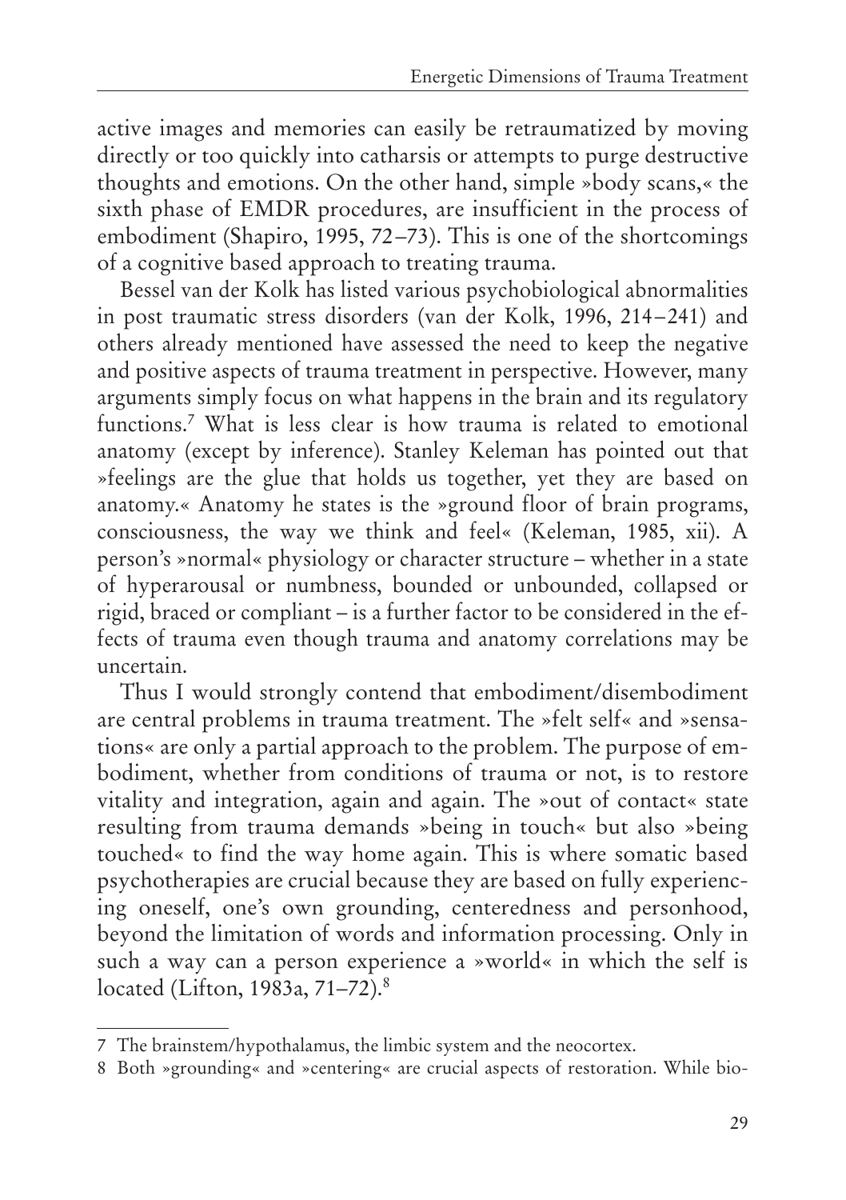active images and memories can easily be retraumatized by moving directly or too quickly into catharsis or attempts to purge destructive thoughts and emotions. On the other hand, simple »body scans,« the sixth phase of EMDR procedures, are insufficient in the process of embodiment (Shapiro, 1995, 72–73). This is one of the shortcomings of a cognitive based approach to treating trauma.

Bessel van der Kolk has listed various psychobiological abnormalities in post traumatic stress disorders (van der Kolk, 1996, 214–241) and others already mentioned have assessed the need to keep the negative and positive aspects of trauma treatment in perspective. However, many arguments simply focus on what happens in the brain and its regulatory functions.[7] What is less clear is how trauma is related to emotional anatomy (except by inference). Stanley Keleman has pointed out that »feelings are the glue that holds us together, yet they are based on anatomy.« Anatomy he states is the »ground floor of brain programs, consciousness, the way we think and feel« (Keleman, 1985, xii). A person's »normal« physiology or character structure – whether in a state of hyperarousal or numbness, bounded or unbounded, collapsed or rigid, braced or compliant – is a further factor to be considered in the effects of trauma even though trauma and anatomy correlations may be uncertain.

Thus I would strongly contend that embodiment/disembodiment are central problems in trauma treatment. The »felt self« and »sensations« are only a partial approach to the problem. The purpose of embodiment, whether from conditions of trauma or not, is to restore vitality and integration, again and again. The »out of contact« state resulting from trauma demands »being in touch« but also »being touched« to find the way home again. This is where somatic based psychotherapies are crucial because they are based on fully experiencing oneself, one's own grounding, centeredness and personhood, beyond the limitation of words and information processing. Only in such a way can a person experience a »world« in which the self is located (Lifton, 1983a, 71–72).[8]

---

7 The brainstem/hypothalamus, the limbic system and the neocortex.

8 Both »grounding« and »centering« are crucial aspects of restoration. While bio-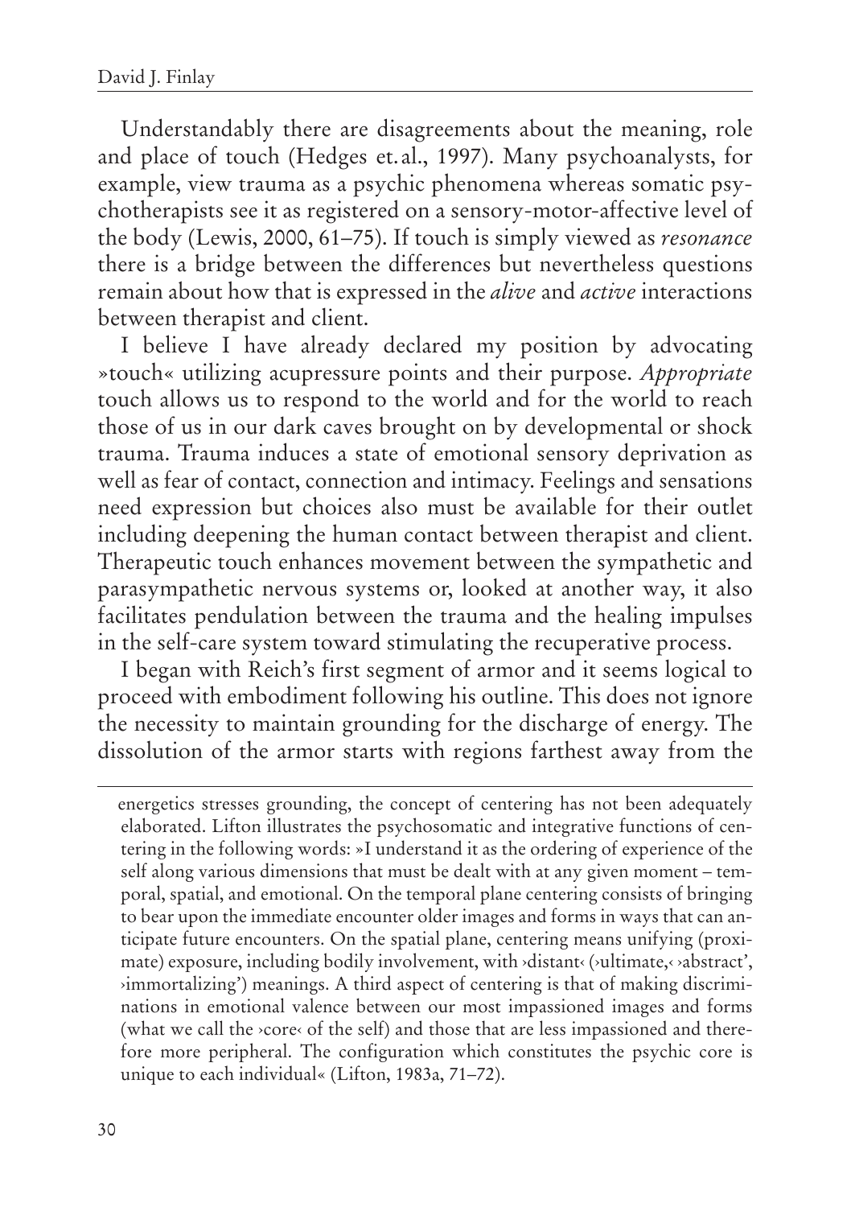Understandably there are disagreements about the meaning, role and place of touch (Hedges et.al., 1997). Many psychoanalysts, for example, view trauma as a psychic phenomena whereas somatic psychotherapists see it as registered on a sensory-motor-affective level of the body (Lewis, 2000, 61–75). If touch is simply viewed as *resonance* there is a bridge between the differences but nevertheless questions remain about how that is expressed in the *alive* and *active* interactions between therapist and client.

I believe I have already declared my position by advocating »touch« utilizing acupressure points and their purpose. *Appropriate* touch allows us to respond to the world and for the world to reach those of us in our dark caves brought on by developmental or shock trauma. Trauma induces a state of emotional sensory deprivation as well as fear of contact, connection and intimacy. Feelings and sensations need expression but choices also must be available for their outlet including deepening the human contact between therapist and client. Therapeutic touch enhances movement between the sympathetic and parasympathetic nervous systems or, looked at another way, it also facilitates pendulation between the trauma and the healing impulses in the self-care system toward stimulating the recuperative process.

I began with Reich's first segment of armor and it seems logical to proceed with embodiment following his outline. This does not ignore the necessity to maintain grounding for the discharge of energy. The dissolution of the armor starts with regions farthest away from the

---

energetics stresses grounding, the concept of centering has not been adequately elaborated. Lifton illustrates the psychosomatic and integrative functions of centering in the following words: »I understand it as the ordering of experience of the self along various dimensions that must be dealt with at any given moment – temporal, spatial, and emotional. On the temporal plane centering consists of bringing to bear upon the immediate encounter older images and forms in ways that can anticipate future encounters. On the spatial plane, centering means unifying (proximate) exposure, including bodily involvement, with ›distant‹ (›ultimate,‹ ›abstract', ›immortalizing') meanings. A third aspect of centering is that of making discriminations in emotional valence between our most impassioned images and forms (what we call the ›core‹ of the self) and those that are less impassioned and therefore more peripheral. The configuration which constitutes the psychic core is unique to each individual« (Lifton, 1983a, 71–72).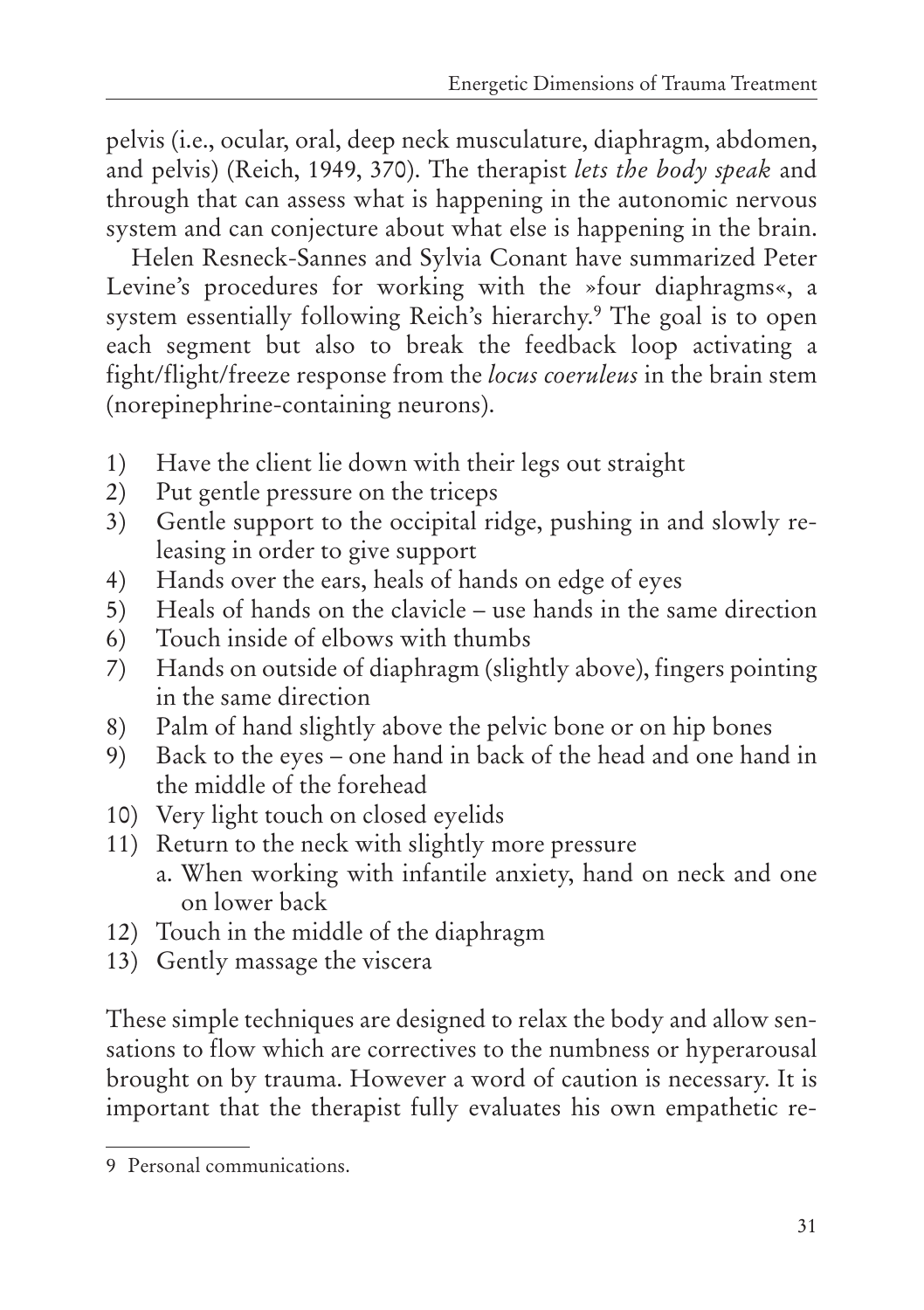pelvis (i.e., ocular, oral, deep neck musculature, diaphragm, abdomen, and pelvis) (Reich, 1949, 370). The therapist *lets the body speak* and through that can assess what is happening in the autonomic nervous system and can conjecture about what else is happening in the brain.

Helen Resneck-Sannes and Sylvia Conant have summarized Peter Levine's procedures for working with the »four diaphragms«, a system essentially following Reich's hierarchy.[9] The goal is to open each segment but also to break the feedback loop activating a fight/flight/freeze response from the *locus coeruleus* in the brain stem (norepinephrine-containing neurons).

1) Have the client lie down with their legs out straight
2) Put gentle pressure on the triceps
3) Gentle support to the occipital ridge, pushing in and slowly releasing in order to give support
4) Hands over the ears, heals of hands on edge of eyes
5) Heals of hands on the clavicle – use hands in the same direction
6) Touch inside of elbows with thumbs
7) Hands on outside of diaphragm (slightly above), fingers pointing in the same direction
8) Palm of hand slightly above the pelvic bone or on hip bones
9) Back to the eyes – one hand in back of the head and one hand in the middle of the forehead
10) Very light touch on closed eyelids
11) Return to the neck with slightly more pressure
    a. When working with infantile anxiety, hand on neck and one on lower back
12) Touch in the middle of the diaphragm
13) Gently massage the viscera

These simple techniques are designed to relax the body and allow sensations to flow which are correctives to the numbness or hyperarousal brought on by trauma. However a word of caution is necessary. It is important that the therapist fully evaluates his own empathetic re-

[9] Personal communications.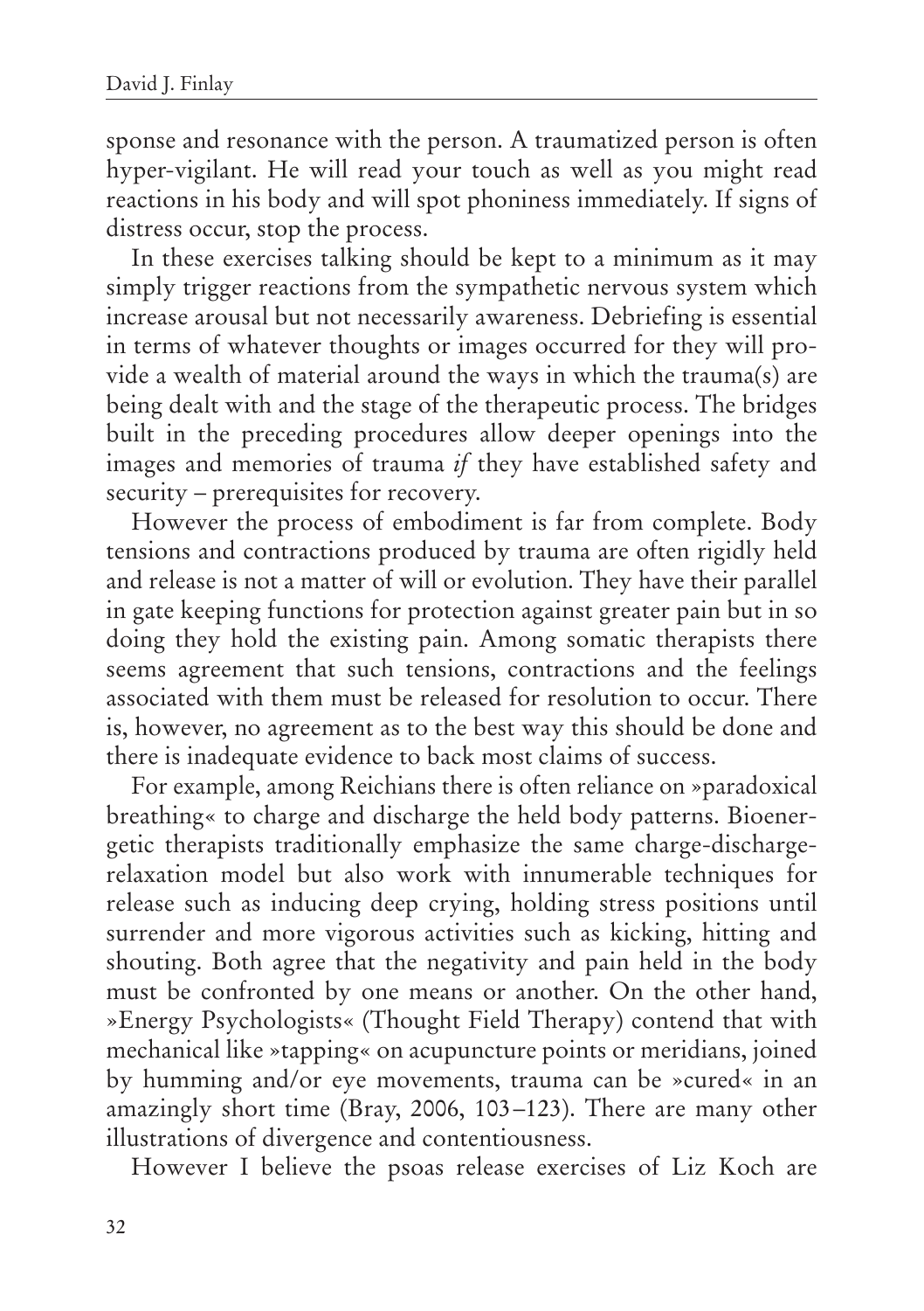sponse and resonance with the person. A traumatized person is often hyper-vigilant. He will read your touch as well as you might read reactions in his body and will spot phoniness immediately. If signs of distress occur, stop the process.

In these exercises talking should be kept to a minimum as it may simply trigger reactions from the sympathetic nervous system which increase arousal but not necessarily awareness. Debriefing is essential in terms of whatever thoughts or images occurred for they will provide a wealth of material around the ways in which the trauma(s) are being dealt with and the stage of the therapeutic process. The bridges built in the preceding procedures allow deeper openings into the images and memories of trauma *if* they have established safety and security – prerequisites for recovery.

However the process of embodiment is far from complete. Body tensions and contractions produced by trauma are often rigidly held and release is not a matter of will or evolution. They have their parallel in gate keeping functions for protection against greater pain but in so doing they hold the existing pain. Among somatic therapists there seems agreement that such tensions, contractions and the feelings associated with them must be released for resolution to occur. There is, however, no agreement as to the best way this should be done and there is inadequate evidence to back most claims of success.

For example, among Reichians there is often reliance on »paradoxical breathing« to charge and discharge the held body patterns. Bioenergetic therapists traditionally emphasize the same charge-discharge-relaxation model but also work with innumerable techniques for release such as inducing deep crying, holding stress positions until surrender and more vigorous activities such as kicking, hitting and shouting. Both agree that the negativity and pain held in the body must be confronted by one means or another. On the other hand, »Energy Psychologists« (Thought Field Therapy) contend that with mechanical like »tapping« on acupuncture points or meridians, joined by humming and/or eye movements, trauma can be »cured« in an amazingly short time (Bray, 2006, 103–123). There are many other illustrations of divergence and contentiousness.

However I believe the psoas release exercises of Liz Koch are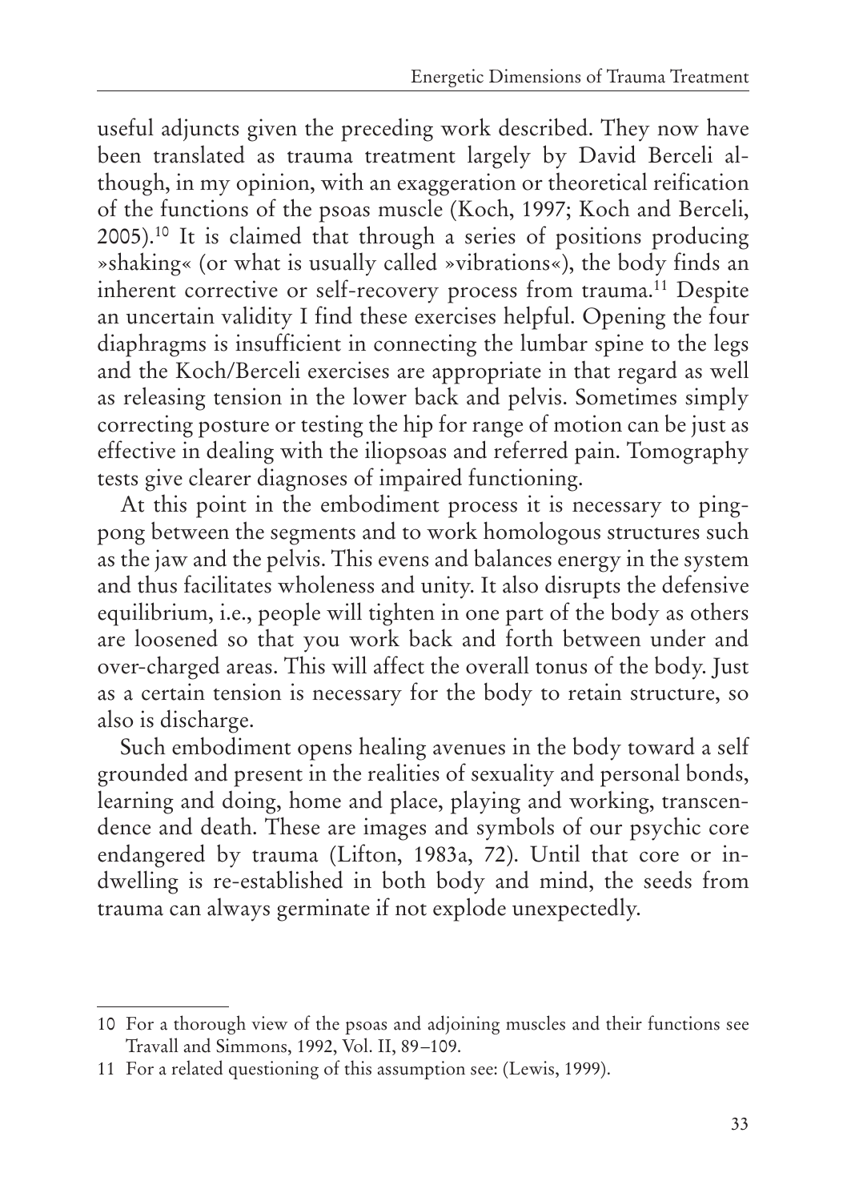useful adjuncts given the preceding work described. They now have been translated as trauma treatment largely by David Berceli although, in my opinion, with an exaggeration or theoretical reification of the functions of the psoas muscle (Koch, 1997; Koch and Berceli, 2005).[10] It is claimed that through a series of positions producing »shaking« (or what is usually called »vibrations«), the body finds an inherent corrective or self-recovery process from trauma.[11] Despite an uncertain validity I find these exercises helpful. Opening the four diaphragms is insufficient in connecting the lumbar spine to the legs and the Koch/Berceli exercises are appropriate in that regard as well as releasing tension in the lower back and pelvis. Sometimes simply correcting posture or testing the hip for range of motion can be just as effective in dealing with the iliopsoas and referred pain. Tomography tests give clearer diagnoses of impaired functioning.

At this point in the embodiment process it is necessary to ping-pong between the segments and to work homologous structures such as the jaw and the pelvis. This evens and balances energy in the system and thus facilitates wholeness and unity. It also disrupts the defensive equilibrium, i.e., people will tighten in one part of the body as others are loosened so that you work back and forth between under and over-charged areas. This will affect the overall tonus of the body. Just as a certain tension is necessary for the body to retain structure, so also is discharge.

Such embodiment opens healing avenues in the body toward a self grounded and present in the realities of sexuality and personal bonds, learning and doing, home and place, playing and working, transcendence and death. These are images and symbols of our psychic core endangered by trauma (Lifton, 1983a, 72). Until that core or in-dwelling is re-established in both body and mind, the seeds from trauma can always germinate if not explode unexpectedly.

---

10 For a thorough view of the psoas and adjoining muscles and their functions see Travall and Simmons, 1992, Vol. II, 89–109.

11 For a related questioning of this assumption see: (Lewis, 1999).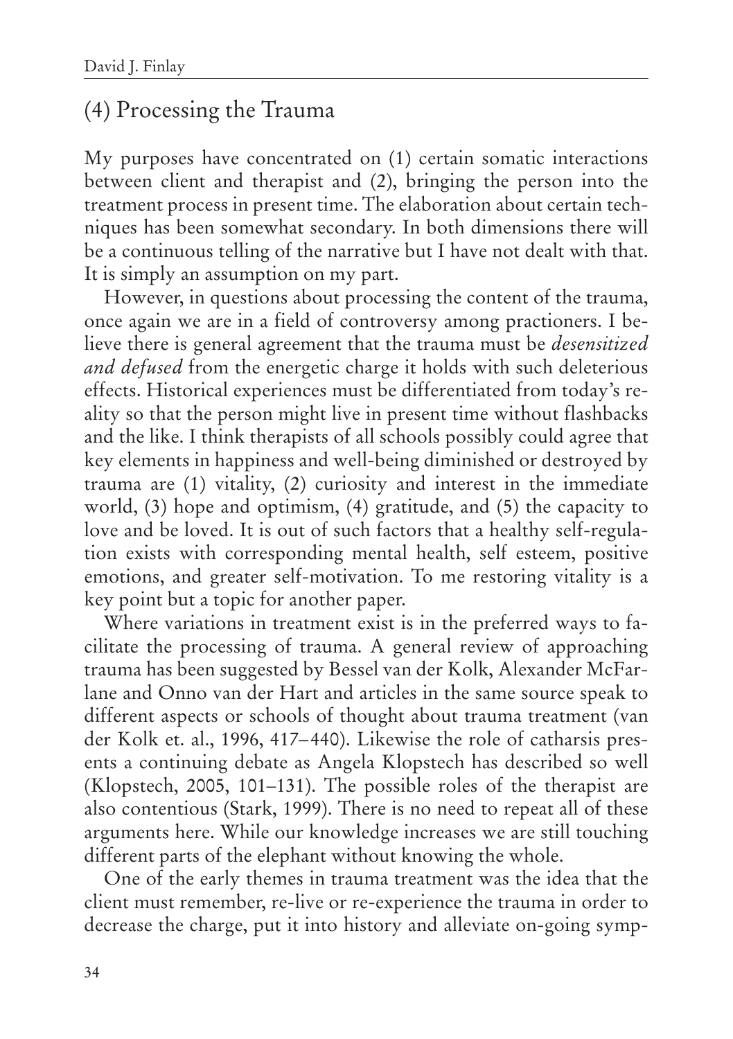## (4) Processing the Trauma

My purposes have concentrated on (1) certain somatic interactions between client and therapist and (2), bringing the person into the treatment process in present time. The elaboration about certain techniques has been somewhat secondary. In both dimensions there will be a continuous telling of the narrative but I have not dealt with that. It is simply an assumption on my part.

However, in questions about processing the content of the trauma, once again we are in a field of controversy among practioners. I believe there is general agreement that the trauma must be *desensitized and defused* from the energetic charge it holds with such deleterious effects. Historical experiences must be differentiated from today's reality so that the person might live in present time without flashbacks and the like. I think therapists of all schools possibly could agree that key elements in happiness and well-being diminished or destroyed by trauma are (1) vitality, (2) curiosity and interest in the immediate world, (3) hope and optimism, (4) gratitude, and (5) the capacity to love and be loved. It is out of such factors that a healthy self-regulation exists with corresponding mental health, self esteem, positive emotions, and greater self-motivation. To me restoring vitality is a key point but a topic for another paper.

Where variations in treatment exist is in the preferred ways to facilitate the processing of trauma. A general review of approaching trauma has been suggested by Bessel van der Kolk, Alexander McFarlane and Onno van der Hart and articles in the same source speak to different aspects or schools of thought about trauma treatment (van der Kolk et. al., 1996, 417–440). Likewise the role of catharsis presents a continuing debate as Angela Klopstech has described so well (Klopstech, 2005, 101–131). The possible roles of the therapist are also contentious (Stark, 1999). There is no need to repeat all of these arguments here. While our knowledge increases we are still touching different parts of the elephant without knowing the whole.

One of the early themes in trauma treatment was the idea that the client must remember, re-live or re-experience the trauma in order to decrease the charge, put it into history and alleviate on-going symp-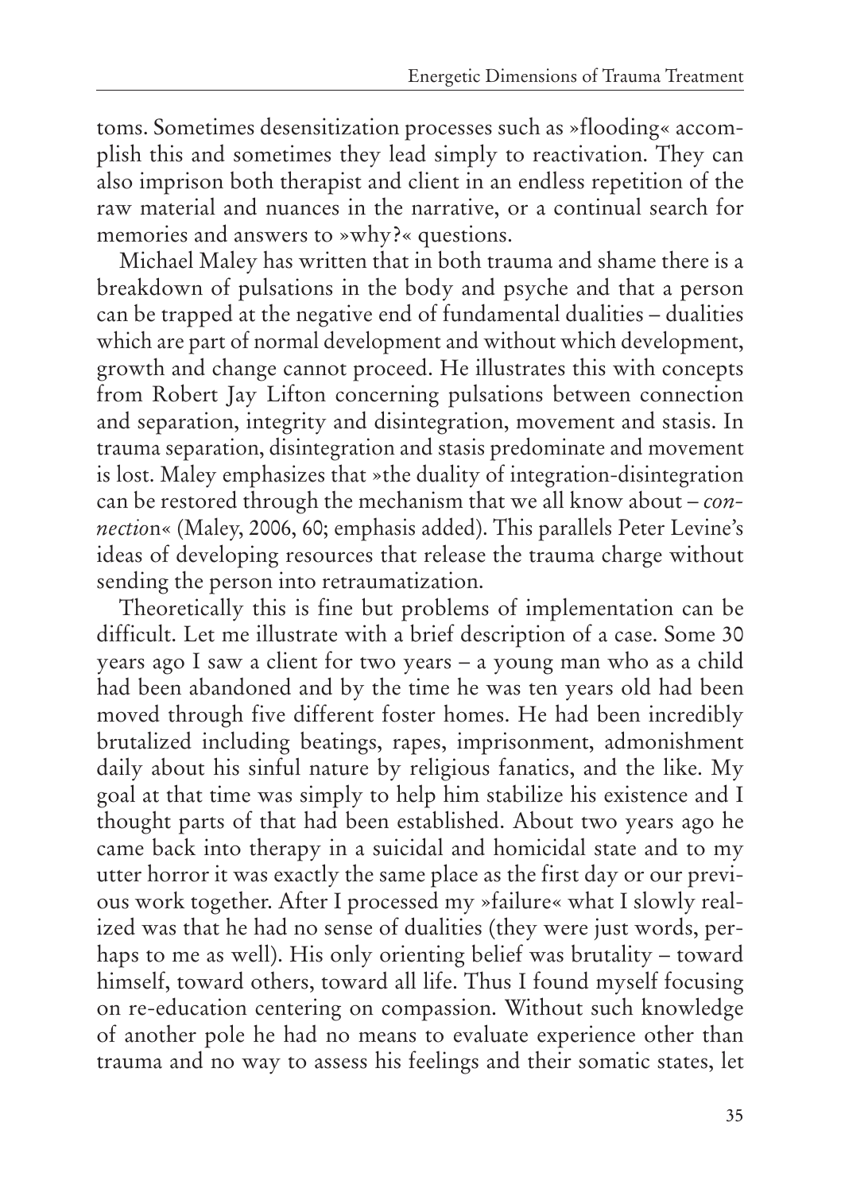toms. Sometimes desensitization processes such as »flooding« accomplish this and sometimes they lead simply to reactivation. They can also imprison both therapist and client in an endless repetition of the raw material and nuances in the narrative, or a continual search for memories and answers to »why?« questions.

Michael Maley has written that in both trauma and shame there is a breakdown of pulsations in the body and psyche and that a person can be trapped at the negative end of fundamental dualities – dualities which are part of normal development and without which development, growth and change cannot proceed. He illustrates this with concepts from Robert Jay Lifton concerning pulsations between connection and separation, integrity and disintegration, movement and stasis. In trauma separation, disintegration and stasis predominate and movement is lost. Maley emphasizes that »the duality of integration-disintegration can be restored through the mechanism that we all know about – *connectio*n« (Maley, 2006, 60; emphasis added). This parallels Peter Levine's ideas of developing resources that release the trauma charge without sending the person into retraumatization.

Theoretically this is fine but problems of implementation can be difficult. Let me illustrate with a brief description of a case. Some 30 years ago I saw a client for two years – a young man who as a child had been abandoned and by the time he was ten years old had been moved through five different foster homes. He had been incredibly brutalized including beatings, rapes, imprisonment, admonishment daily about his sinful nature by religious fanatics, and the like. My goal at that time was simply to help him stabilize his existence and I thought parts of that had been established. About two years ago he came back into therapy in a suicidal and homicidal state and to my utter horror it was exactly the same place as the first day or our previous work together. After I processed my »failure« what I slowly realized was that he had no sense of dualities (they were just words, perhaps to me as well). His only orienting belief was brutality – toward himself, toward others, toward all life. Thus I found myself focusing on re-education centering on compassion. Without such knowledge of another pole he had no means to evaluate experience other than trauma and no way to assess his feelings and their somatic states, let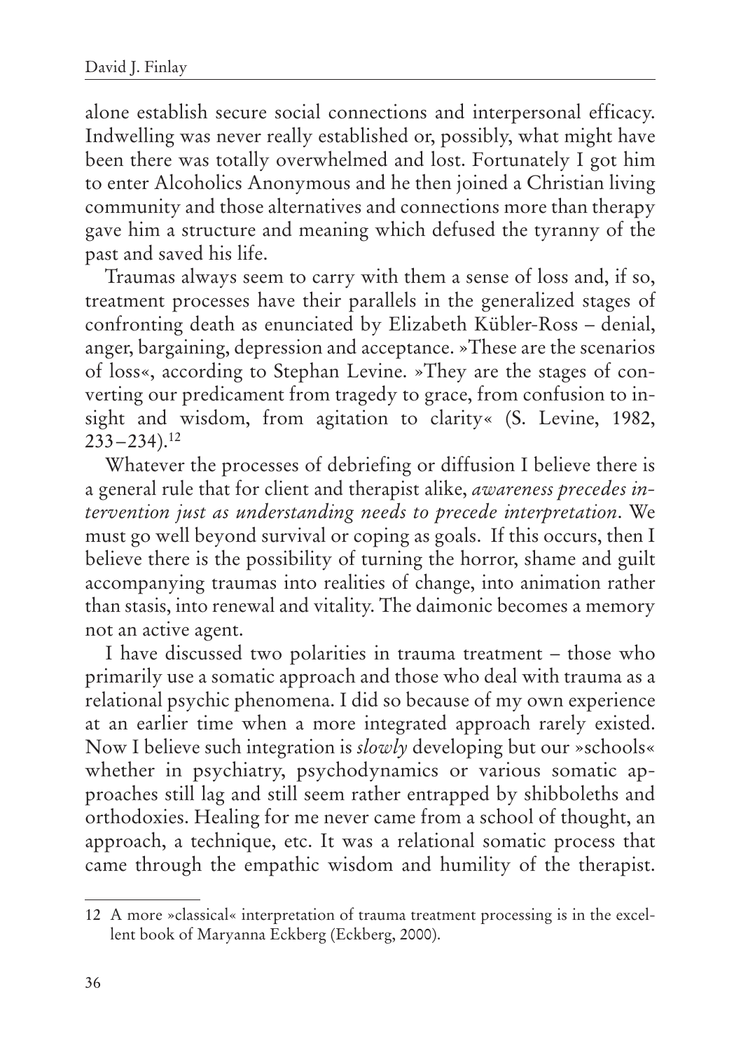alone establish secure social connections and interpersonal efficacy. Indwelling was never really established or, possibly, what might have been there was totally overwhelmed and lost. Fortunately I got him to enter Alcoholics Anonymous and he then joined a Christian living community and those alternatives and connections more than therapy gave him a structure and meaning which defused the tyranny of the past and saved his life.

Traumas always seem to carry with them a sense of loss and, if so, treatment processes have their parallels in the generalized stages of confronting death as enunciated by Elizabeth Kübler-Ross – denial, anger, bargaining, depression and acceptance. »These are the scenarios of loss«, according to Stephan Levine. »They are the stages of converting our predicament from tragedy to grace, from confusion to insight and wisdom, from agitation to clarity« (S. Levine, 1982, 233–234).[12]

Whatever the processes of debriefing or diffusion I believe there is a general rule that for client and therapist alike, *awareness precedes intervention just as understanding needs to precede interpretation*. We must go well beyond survival or coping as goals. If this occurs, then I believe there is the possibility of turning the horror, shame and guilt accompanying traumas into realities of change, into animation rather than stasis, into renewal and vitality. The daimonic becomes a memory not an active agent.

I have discussed two polarities in trauma treatment – those who primarily use a somatic approach and those who deal with trauma as a relational psychic phenomena. I did so because of my own experience at an earlier time when a more integrated approach rarely existed. Now I believe such integration is *slowly* developing but our »schools« whether in psychiatry, psychodynamics or various somatic approaches still lag and still seem rather entrapped by shibboleths and orthodoxies. Healing for me never came from a school of thought, an approach, a technique, etc. It was a relational somatic process that came through the empathic wisdom and humility of the therapist.

---

12 A more »classical« interpretation of trauma treatment processing is in the excellent book of Maryanna Eckberg (Eckberg, 2000).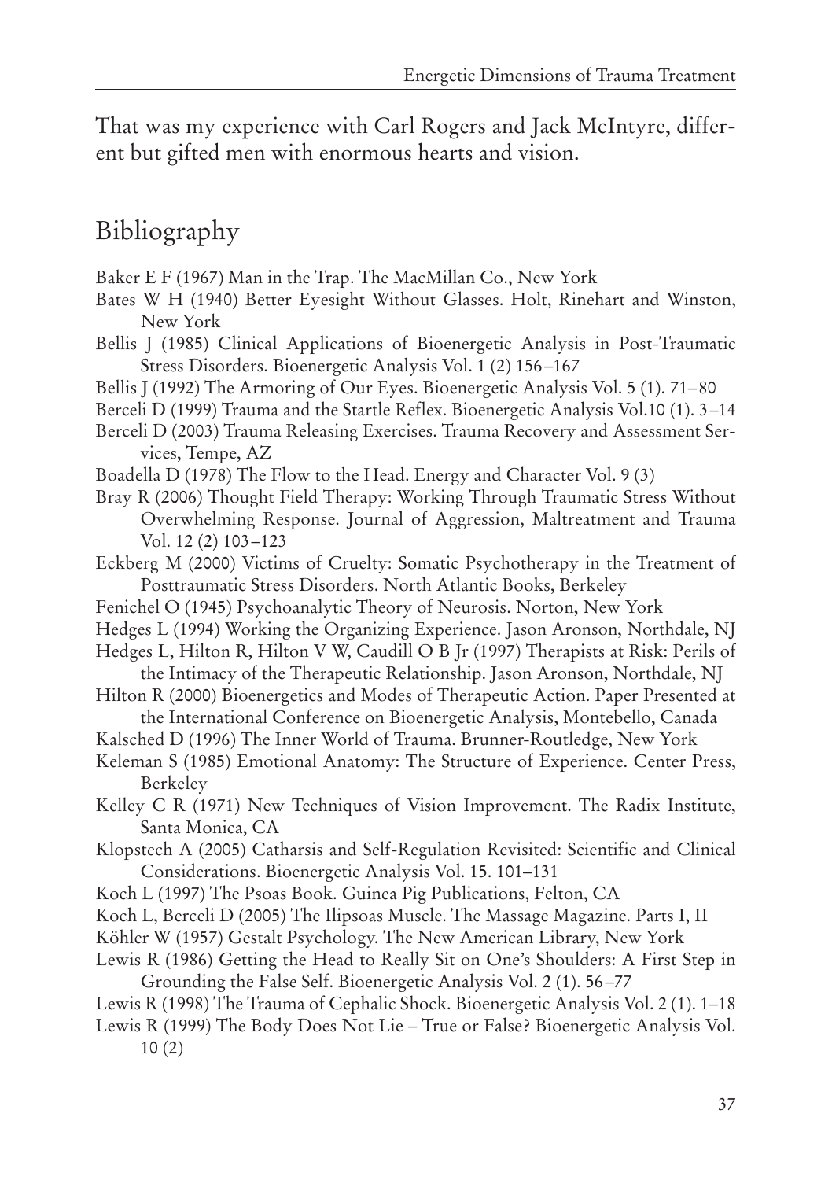That was my experience with Carl Rogers and Jack McIntyre, different but gifted men with enormous hearts and vision.

## Bibliography

Baker E F (1967) Man in the Trap. The MacMillan Co., New York

Bates W H (1940) Better Eyesight Without Glasses. Holt, Rinehart and Winston, New York

Bellis J (1985) Clinical Applications of Bioenergetic Analysis in Post-Traumatic Stress Disorders. Bioenergetic Analysis Vol. 1 (2) 156–167

Bellis J (1992) The Armoring of Our Eyes. Bioenergetic Analysis Vol. 5 (1). 71–80

Berceli D (1999) Trauma and the Startle Reflex. Bioenergetic Analysis Vol.10 (1). 3–14

Berceli D (2003) Trauma Releasing Exercises. Trauma Recovery and Assessment Services, Tempe, AZ

Boadella D (1978) The Flow to the Head. Energy and Character Vol. 9 (3)

Bray R (2006) Thought Field Therapy: Working Through Traumatic Stress Without Overwhelming Response. Journal of Aggression, Maltreatment and Trauma Vol. 12 (2) 103–123

Eckberg M (2000) Victims of Cruelty: Somatic Psychotherapy in the Treatment of Posttraumatic Stress Disorders. North Atlantic Books, Berkeley

Fenichel O (1945) Psychoanalytic Theory of Neurosis. Norton, New York

Hedges L (1994) Working the Organizing Experience. Jason Aronson, Northdale, NJ

Hedges L, Hilton R, Hilton V W, Caudill O B Jr (1997) Therapists at Risk: Perils of the Intimacy of the Therapeutic Relationship. Jason Aronson, Northdale, NJ

Hilton R (2000) Bioenergetics and Modes of Therapeutic Action. Paper Presented at the International Conference on Bioenergetic Analysis, Montebello, Canada

Kalsched D (1996) The Inner World of Trauma. Brunner-Routledge, New York

Keleman S (1985) Emotional Anatomy: The Structure of Experience. Center Press, Berkeley

Kelley C R (1971) New Techniques of Vision Improvement. The Radix Institute, Santa Monica, CA

Klopstech A (2005) Catharsis and Self-Regulation Revisited: Scientific and Clinical Considerations. Bioenergetic Analysis Vol. 15. 101–131

Koch L (1997) The Psoas Book. Guinea Pig Publications, Felton, CA

Koch L, Berceli D (2005) The Ilipsoas Muscle. The Massage Magazine. Parts I, II

Köhler W (1957) Gestalt Psychology. The New American Library, New York

Lewis R (1986) Getting the Head to Really Sit on One's Shoulders: A First Step in Grounding the False Self. Bioenergetic Analysis Vol. 2 (1). 56–77

Lewis R (1998) The Trauma of Cephalic Shock. Bioenergetic Analysis Vol. 2 (1). 1–18

Lewis R (1999) The Body Does Not Lie – True or False? Bioenergetic Analysis Vol. 10 (2)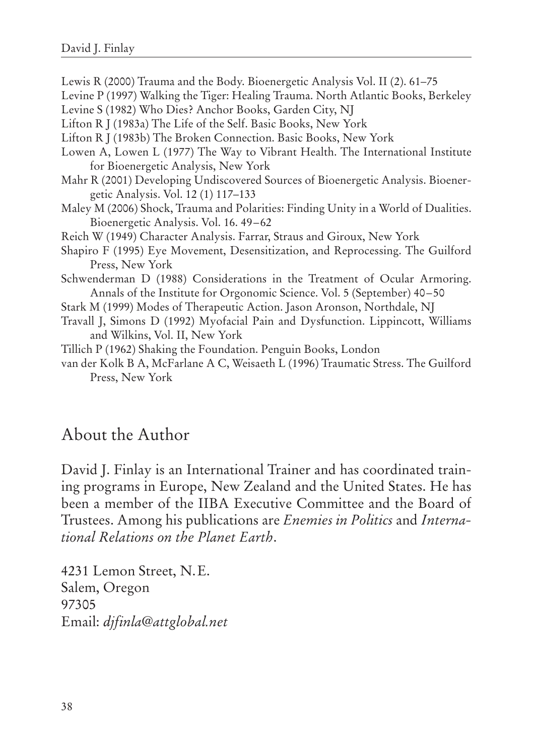Lewis R (2000) Trauma and the Body. Bioenergetic Analysis Vol. II (2). 61–75

Levine P (1997) Walking the Tiger: Healing Trauma. North Atlantic Books, Berkeley

Levine S (1982) Who Dies? Anchor Books, Garden City, NJ

Lifton R J (1983a) The Life of the Self. Basic Books, New York

Lifton R J (1983b) The Broken Connection. Basic Books, New York

Lowen A, Lowen L (1977) The Way to Vibrant Health. The International Institute for Bioenergetic Analysis, New York

Mahr R (2001) Developing Undiscovered Sources of Bioenergetic Analysis. Bioenergetic Analysis. Vol. 12 (1) 117–133

Maley M (2006) Shock, Trauma and Polarities: Finding Unity in a World of Dualities. Bioenergetic Analysis. Vol. 16. 49–62

Reich W (1949) Character Analysis. Farrar, Straus and Giroux, New York

Shapiro F (1995) Eye Movement, Desensitization, and Reprocessing. The Guilford Press, New York

Schwenderman D (1988) Considerations in the Treatment of Ocular Armoring. Annals of the Institute for Orgonomic Science. Vol. 5 (September) 40–50

Stark M (1999) Modes of Therapeutic Action. Jason Aronson, Northdale, NJ

Travall J, Simons D (1992) Myofacial Pain and Dysfunction. Lippincott, Williams and Wilkins, Vol. II, New York

Tillich P (1962) Shaking the Foundation. Penguin Books, London

van der Kolk B A, McFarlane A C, Weisaeth L (1996) Traumatic Stress. The Guilford Press, New York

## About the Author

David J. Finlay is an International Trainer and has coordinated training programs in Europe, New Zealand and the United States. He has been a member of the IIBA Executive Committee and the Board of Trustees. Among his publications are *Enemies in Politics* and *International Relations on the Planet Earth*.

4231 Lemon Street, N.E.
Salem, Oregon
97305
Email: *djfinla@attglobal.net*